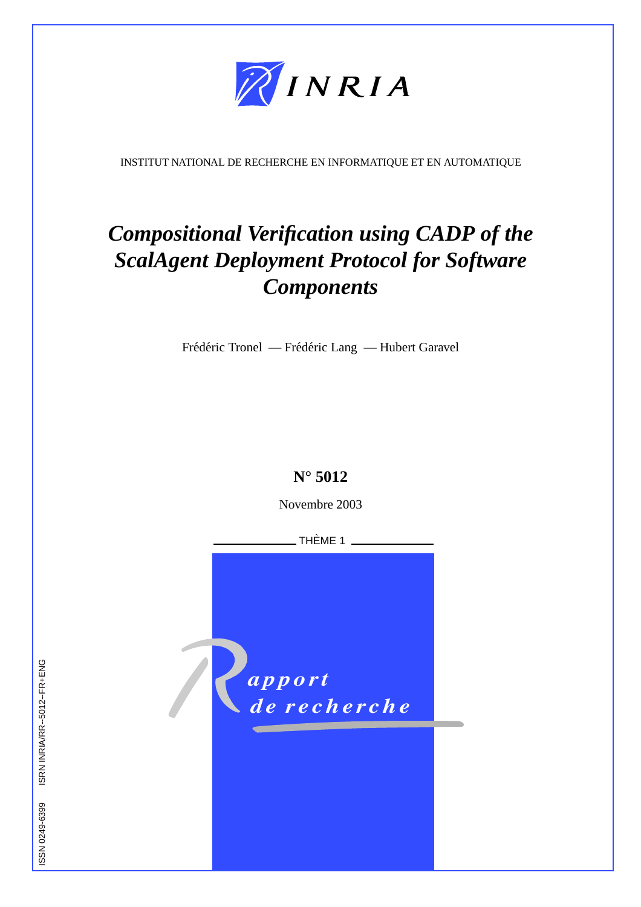INRIA

INSTITUT NATIONAL DE RECHERCHE EN INFORMATIQUE ET EN AUTOMATIQUE

# *Compositional Verification using CADP of the ScalAgent Deployment Protocol for Software Components*

Frédéric Tronel — Frédéric Lang — Hubert Garavel

**N° 5012**

Novembre 2003

THÈME 1

*Rapport de recherche*

ISSN 0249-6399 ISRN INRIA/RR--5012--FR+ENG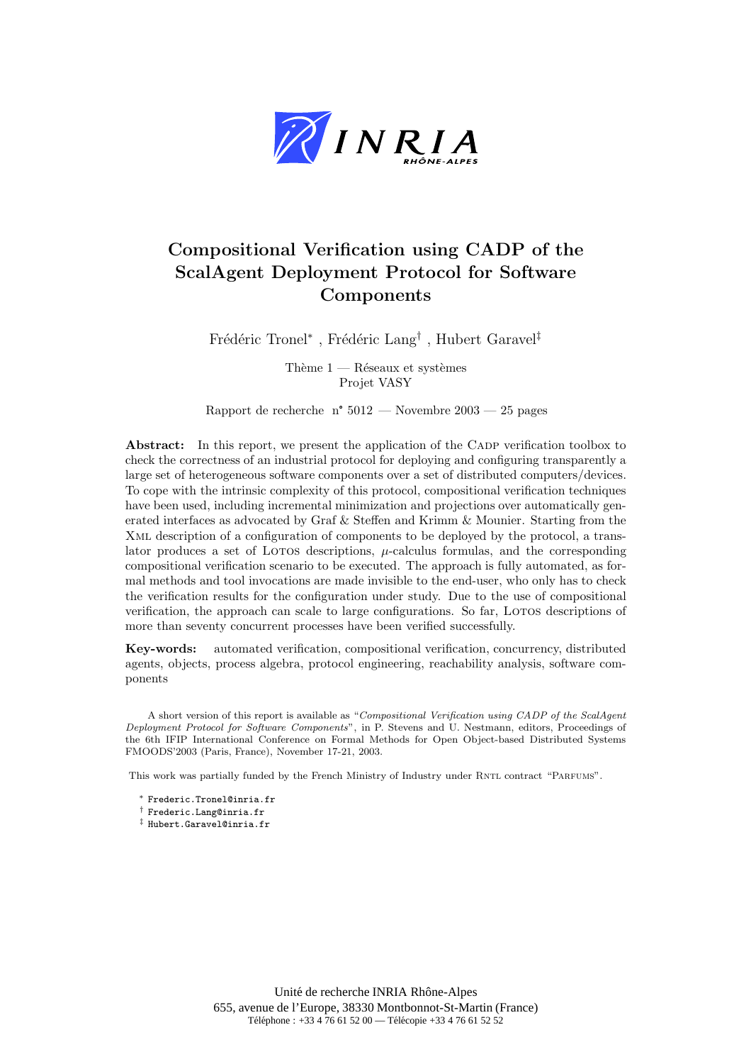# Compositional Verification using CADP of the ScalAgent Deployment Protocol for Software Components

Frédéric Tronel[*] , Frédéric Lang[†] , Hubert Garavel[‡]

Thème 1 — Réseaux et systèmes
Projet VASY

Rapport de recherche n° 5012 — Novembre 2003 — 25 pages

**Abstract:** In this report, we present the application of the CADP verification toolbox to check the correctness of an industrial protocol for deploying and configuring transparently a large set of heterogeneous software components over a set of distributed computers/devices. To cope with the intrinsic complexity of this protocol, compositional verification techniques have been used, including incremental minimization and projections over automatically generated interfaces as advocated by Graf & Steffen and Krimm & Mounier. Starting from the XML description of a configuration of components to be deployed by the protocol, a translator produces a set of LOTOS descriptions, $\mu$-calculus formulas, and the corresponding compositional verification scenario to be executed. The approach is fully automated, as formal methods and tool invocations are made invisible to the end-user, who only has to check the verification results for the configuration under study. Due to the use of compositional verification, the approach can scale to large configurations. So far, LOTOS descriptions of more than seventy concurrent processes have been verified successfully.

**Key-words:** automated verification, compositional verification, concurrency, distributed agents, objects, process algebra, protocol engineering, reachability analysis, software components

A short version of this report is available as "*Compositional Verification using CADP of the ScalAgent Deployment Protocol for Software Components*", in P. Stevens and U. Nestmann, editors, Proceedings of the 6th IFIP International Conference on Formal Methods for Open Object-based Distributed Systems FMOODS'2003 (Paris, France), November 17-21, 2003.

This work was partially funded by the French Ministry of Industry under RNTL contract "PARFUMS".

[*] Frederic.Tronel@inria.fr

[†] Frederic.Lang@inria.fr

[‡] Hubert.Garavel@inria.fr

Unité de recherche INRIA Rhône-Alpes
655, avenue de l'Europe, 38330 Montbonnot-St-Martin (France)
Téléphone : +33 4 76 61 52 00 — Télécopie +33 4 76 61 52 52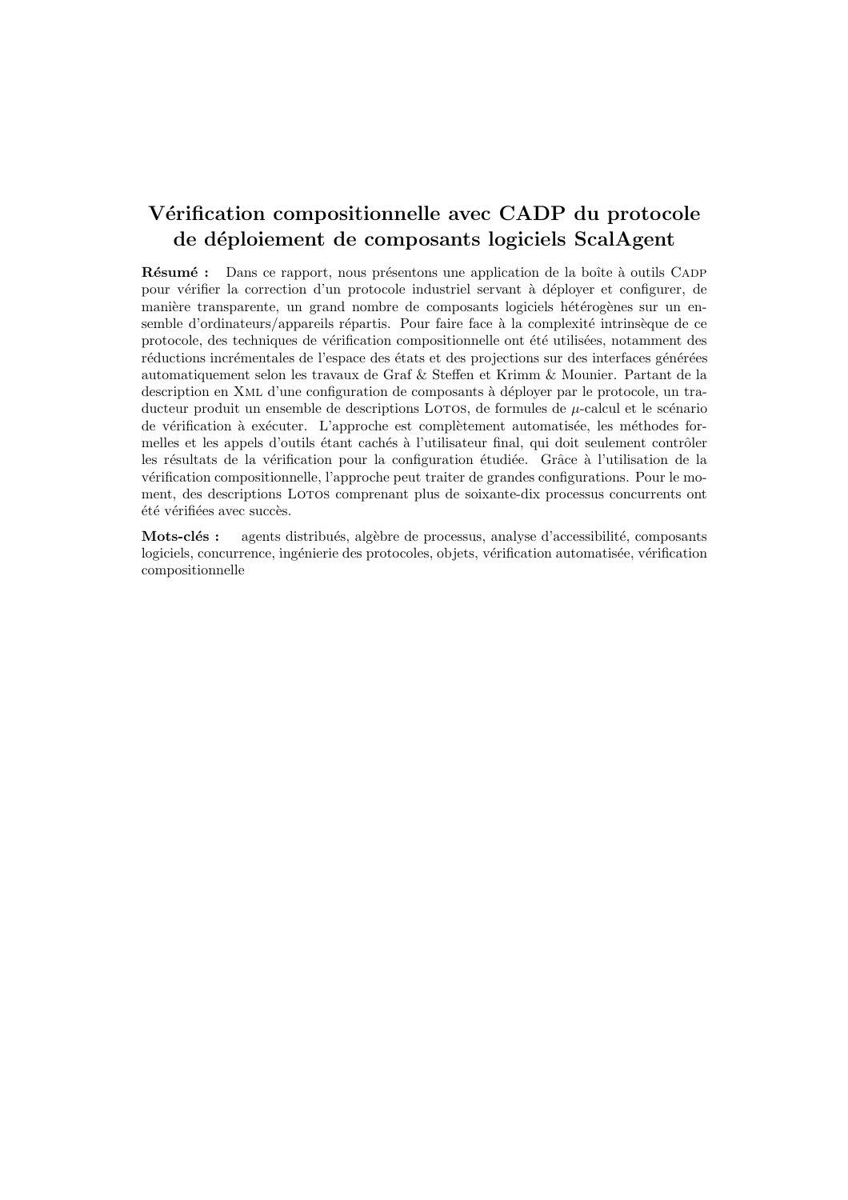# Vérification compositionnelle avec CADP du protocole de déploiement de composants logiciels ScalAgent

**Résumé :** Dans ce rapport, nous présentons une application de la boîte à outils CADP pour vérifier la correction d'un protocole industriel servant à déployer et configurer, de manière transparente, un grand nombre de composants logiciels hétérogènes sur un ensemble d'ordinateurs/appareils répartis. Pour faire face à la complexité intrinsèque de ce protocole, des techniques de vérification compositionnelle ont été utilisées, notamment des réductions incrémentales de l'espace des états et des projections sur des interfaces générées automatiquement selon les travaux de Graf & Steffen et Krimm & Mounier. Partant de la description en XML d'une configuration de composants à déployer par le protocole, un traducteur produit un ensemble de descriptions LOTOS, de formules de $\mu$-calcul et le scénario de vérification à exécuter. L'approche est complètement automatisée, les méthodes formelles et les appels d'outils étant cachés à l'utilisateur final, qui doit seulement contrôler les résultats de la vérification pour la configuration étudiée. Grâce à l'utilisation de la vérification compositionnelle, l'approche peut traiter de grandes configurations. Pour le moment, des descriptions LOTOS comprenant plus de soixante-dix processus concurrents ont été vérifiées avec succès.

**Mots-clés :** agents distribués, algèbre de processus, analyse d'accessibilité, composants logiciels, concurrence, ingénierie des protocoles, objets, vérification automatisée, vérification compositionnelle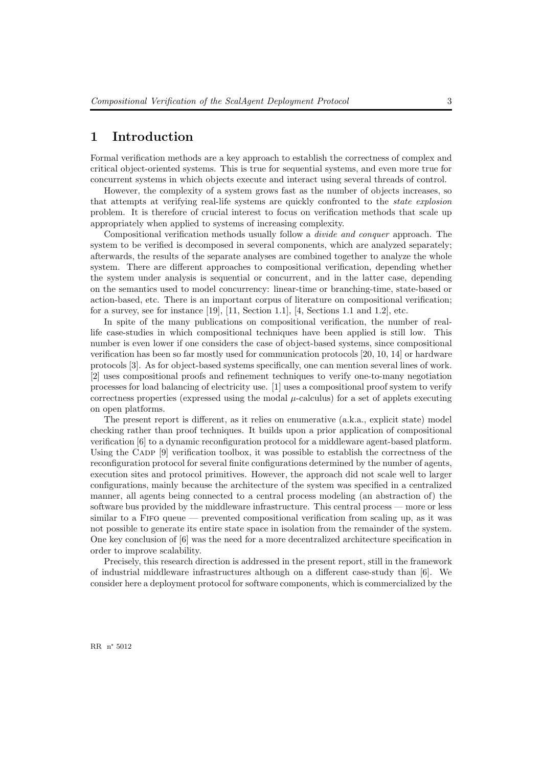# 1 Introduction

Formal verification methods are a key approach to establish the correctness of complex and critical object-oriented systems. This is true for sequential systems, and even more true for concurrent systems in which objects execute and interact using several threads of control.

However, the complexity of a system grows fast as the number of objects increases, so that attempts at verifying real-life systems are quickly confronted to the *state explosion* problem. It is therefore of crucial interest to focus on verification methods that scale up appropriately when applied to systems of increasing complexity.

Compositional verification methods usually follow a *divide and conquer* approach. The system to be verified is decomposed in several components, which are analyzed separately; afterwards, the results of the separate analyses are combined together to analyze the whole system. There are different approaches to compositional verification, depending whether the system under analysis is sequential or concurrent, and in the latter case, depending on the semantics used to model concurrency: linear-time or branching-time, state-based or action-based, etc. There is an important corpus of literature on compositional verification; for a survey, see for instance [19], [11, Section 1.1], [4, Sections 1.1 and 1.2], etc.

In spite of the many publications on compositional verification, the number of real-life case-studies in which compositional techniques have been applied is still low. This number is even lower if one considers the case of object-based systems, since compositional verification has been so far mostly used for communication protocols [20, 10, 14] or hardware protocols [3]. As for object-based systems specifically, one can mention several lines of work. [2] uses compositional proofs and refinement techniques to verify one-to-many negotiation processes for load balancing of electricity use. [1] uses a compositional proof system to verify correctness properties (expressed using the modal $\mu$-calculus) for a set of applets executing on open platforms.

The present report is different, as it relies on enumerative (a.k.a., explicit state) model checking rather than proof techniques. It builds upon a prior application of compositional verification [6] to a dynamic reconfiguration protocol for a middleware agent-based platform. Using the Cadp [9] verification toolbox, it was possible to establish the correctness of the reconfiguration protocol for several finite configurations determined by the number of agents, execution sites and protocol primitives. However, the approach did not scale well to larger configurations, mainly because the architecture of the system was specified in a centralized manner, all agents being connected to a central process modeling (an abstraction of) the software bus provided by the middleware infrastructure. This central process — more or less similar to a Fifo queue — prevented compositional verification from scaling up, as it was not possible to generate its entire state space in isolation from the remainder of the system. One key conclusion of [6] was the need for a more decentralized architecture specification in order to improve scalability.

Precisely, this research direction is addressed in the present report, still in the framework of industrial middleware infrastructures although on a different case-study than [6]. We consider here a deployment protocol for software components, which is commercialized by the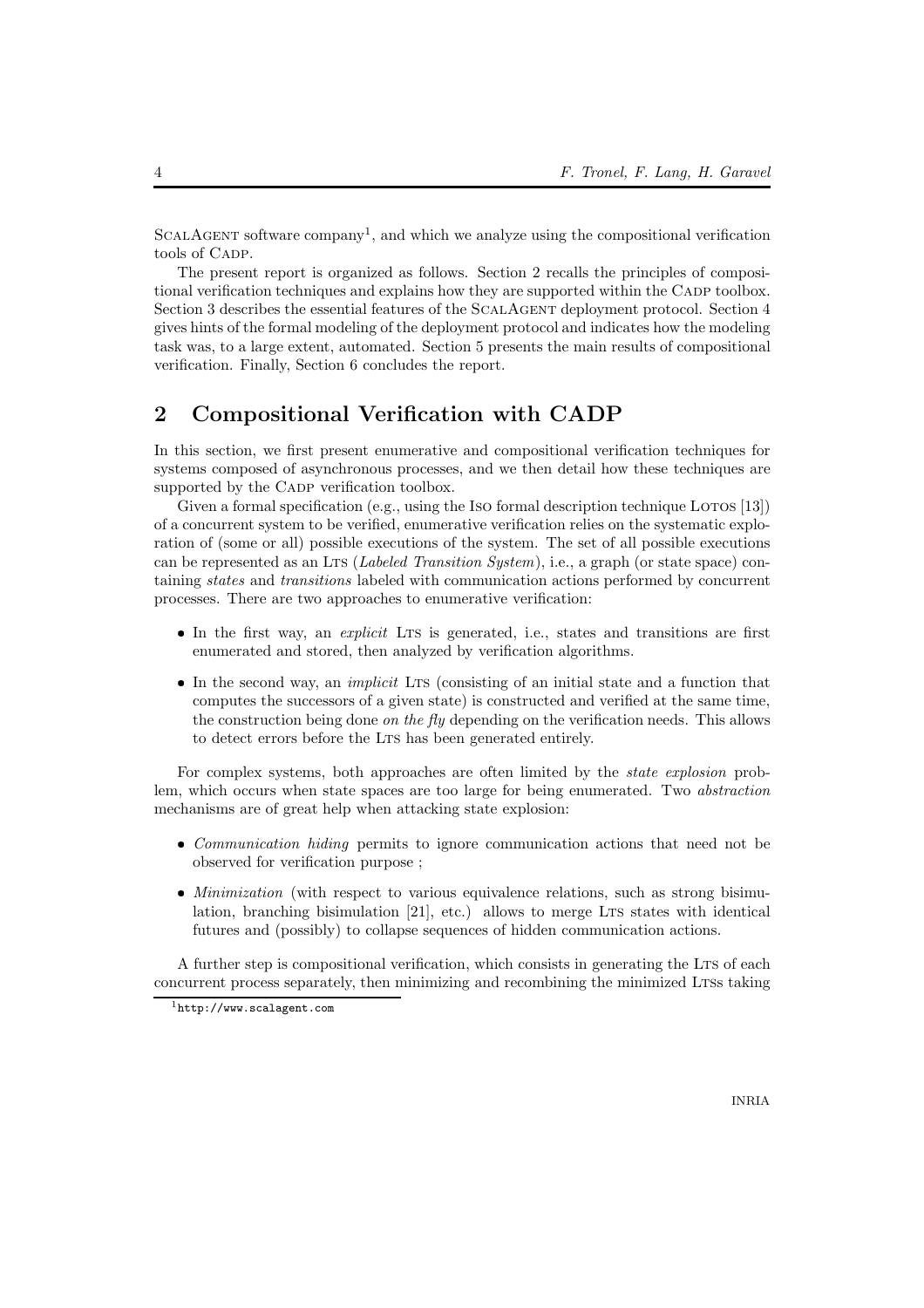ScalAgent software company[1], and which we analyze using the compositional verification tools of Cadp.

The present report is organized as follows. Section 2 recalls the principles of compositional verification techniques and explains how they are supported within the Cadp toolbox. Section 3 describes the essential features of the ScalAgent deployment protocol. Section 4 gives hints of the formal modeling of the deployment protocol and indicates how the modeling task was, to a large extent, automated. Section 5 presents the main results of compositional verification. Finally, Section 6 concludes the report.

## 2 Compositional Verification with CADP

In this section, we first present enumerative and compositional verification techniques for systems composed of asynchronous processes, and we then detail how these techniques are supported by the Cadp verification toolbox.

Given a formal specification (e.g., using the Iso formal description technique Lotos [13]) of a concurrent system to be verified, enumerative verification relies on the systematic exploration of (some or all) possible executions of the system. The set of all possible executions can be represented as an Lts (*Labeled Transition System*), i.e., a graph (or state space) containing *states* and *transitions* labeled with communication actions performed by concurrent processes. There are two approaches to enumerative verification:

- In the first way, an *explicit* Lts is generated, i.e., states and transitions are first enumerated and stored, then analyzed by verification algorithms.
- In the second way, an *implicit* Lts (consisting of an initial state and a function that computes the successors of a given state) is constructed and verified at the same time, the construction being done *on the fly* depending on the verification needs. This allows to detect errors before the Lts has been generated entirely.

For complex systems, both approaches are often limited by the *state explosion* problem, which occurs when state spaces are too large for being enumerated. Two *abstraction* mechanisms are of great help when attacking state explosion:

- *Communication hiding* permits to ignore communication actions that need not be observed for verification purpose ;
- *Minimization* (with respect to various equivalence relations, such as strong bisimulation, branching bisimulation [21], etc.) allows to merge Lts states with identical futures and (possibly) to collapse sequences of hidden communication actions.

A further step is compositional verification, which consists in generating the Lts of each concurrent process separately, then minimizing and recombining the minimized Ltss taking

[1] http://www.scalagent.com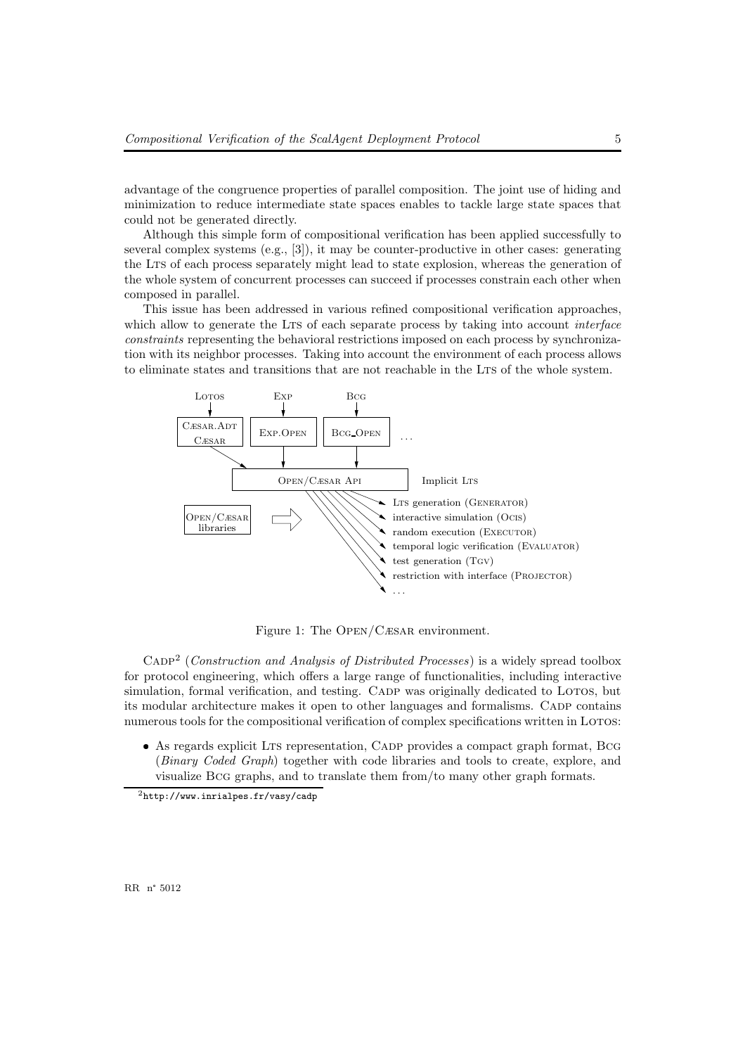advantage of the congruence properties of parallel composition. The joint use of hiding and minimization to reduce intermediate state spaces enables to tackle large state spaces that could not be generated directly.

Although this simple form of compositional verification has been applied successfully to several complex systems (e.g., [3]), it may be counter-productive in other cases: generating the LTS of each process separately might lead to state explosion, whereas the generation of the whole system of concurrent processes can succeed if processes constrain each other when composed in parallel.

This issue has been addressed in various refined compositional verification approaches, which allow to generate the LTS of each separate process by taking into account *interface constraints* representing the behavioral restrictions imposed on each process by synchronization with its neighbor processes. Taking into account the environment of each process allows to eliminate states and transitions that are not reachable in the LTS of the whole system.

Figure 1: The OPEN/CÆSAR environment.

CADP[2] (*Construction and Analysis of Distributed Processes*) is a widely spread toolbox for protocol engineering, which offers a large range of functionalities, including interactive simulation, formal verification, and testing. CADP was originally dedicated to LOTOS, but its modular architecture makes it open to other languages and formalisms. CADP contains numerous tools for the compositional verification of complex specifications written in LOTOS:

- As regards explicit LTS representation, CADP provides a compact graph format, BCG (*Binary Coded Graph*) together with code libraries and tools to create, explore, and visualize BCG graphs, and to translate them from/to many other graph formats.

[2] http://www.inrialpes.fr/vasy/cadp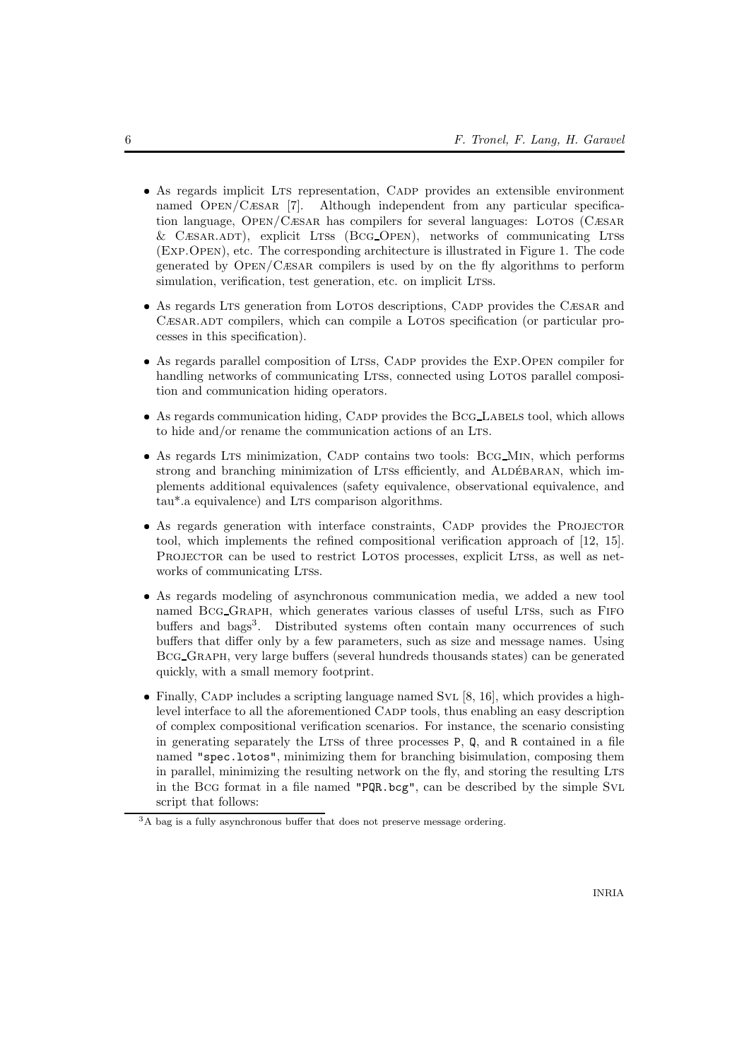- As regards implicit LTS representation, CADP provides an extensible environment named OPEN/CÆSAR [7]. Although independent from any particular specification language, OPEN/CÆSAR has compilers for several languages: LOTOS (CÆSAR & CÆSAR.ADT), explicit LTSs (BCG_OPEN), networks of communicating LTSs (EXP.OPEN), etc. The corresponding architecture is illustrated in Figure 1. The code generated by OPEN/CÆSAR compilers is used by on the fly algorithms to perform simulation, verification, test generation, etc. on implicit LTSs.

- As regards LTS generation from LOTOS descriptions, CADP provides the CÆSAR and CÆSAR.ADT compilers, which can compile a LOTOS specification (or particular processes in this specification).

- As regards parallel composition of LTSs, CADP provides the EXP.OPEN compiler for handling networks of communicating LTSs, connected using LOTOS parallel composition and communication hiding operators.

- As regards communication hiding, CADP provides the BCG_LABELS tool, which allows to hide and/or rename the communication actions of an LTS.

- As regards LTS minimization, CADP contains two tools: BCG_MIN, which performs strong and branching minimization of LTSs efficiently, and ALDÉBARAN, which implements additional equivalences (safety equivalence, observational equivalence, and tau*.a equivalence) and LTS comparison algorithms.

- As regards generation with interface constraints, CADP provides the PROJECTOR tool, which implements the refined compositional verification approach of [12, 15]. PROJECTOR can be used to restrict LOTOS processes, explicit LTSs, as well as networks of communicating LTSs.

- As regards modeling of asynchronous communication media, we added a new tool named BCG_GRAPH, which generates various classes of useful LTSs, such as FIFO buffers and bags[3]. Distributed systems often contain many occurrences of such buffers that differ only by a few parameters, such as size and message names. Using BCG_GRAPH, very large buffers (several hundreds thousands states) can be generated quickly, with a small memory footprint.

- Finally, CADP includes a scripting language named SVL [8, 16], which provides a high-level interface to all the aforementioned CADP tools, thus enabling an easy description of complex compositional verification scenarios. For instance, the scenario consisting in generating separately the LTSs of three processes `P`, `Q`, and `R` contained in a file named `"spec.lotos"`, minimizing them for branching bisimulation, composing them in parallel, minimizing the resulting network on the fly, and storing the resulting LTS in the BCG format in a file named `"PQR.bcg"`, can be described by the simple SVL script that follows:

[3] A bag is a fully asynchronous buffer that does not preserve message ordering.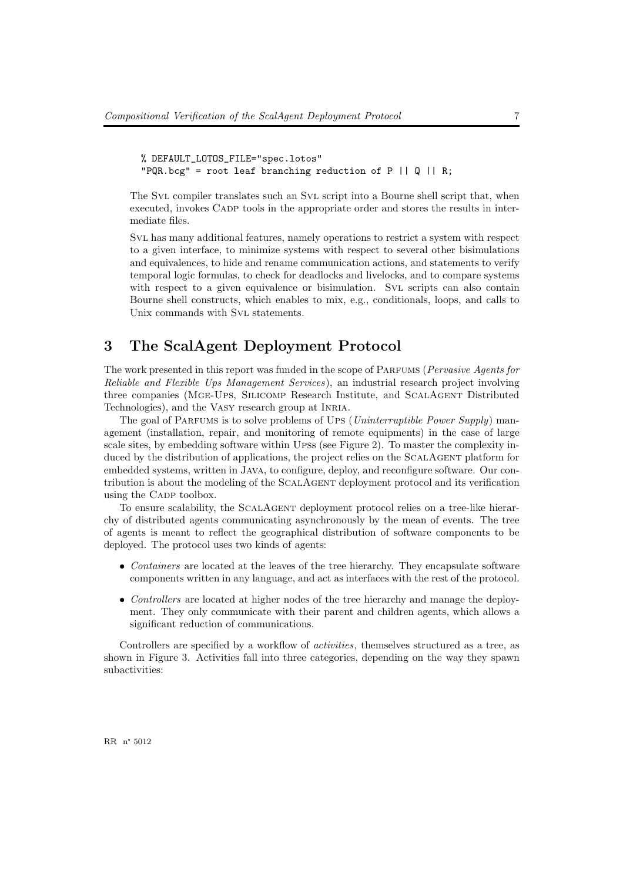```
% DEFAULT_LOTOS_FILE="spec.lotos"
"PQR.bcg" = root leaf branching reduction of P || Q || R;
```

The SVL compiler translates such an SVL script into a Bourne shell script that, when executed, invokes CADP tools in the appropriate order and stores the results in intermediate files.

SVL has many additional features, namely operations to restrict a system with respect to a given interface, to minimize systems with respect to several other bisimulations and equivalences, to hide and rename communication actions, and statements to verify temporal logic formulas, to check for deadlocks and livelocks, and to compare systems with respect to a given equivalence or bisimulation. SVL scripts can also contain Bourne shell constructs, which enables to mix, e.g., conditionals, loops, and calls to Unix commands with SVL statements.

# 3 The ScalAgent Deployment Protocol

The work presented in this report was funded in the scope of PARFUMS (*Pervasive Agents for Reliable and Flexible Ups Management Services*), an industrial research project involving three companies (MGE-UPS, SILICOMP Research Institute, and SCALAGENT Distributed Technologies), and the VASY research group at INRIA.

The goal of PARFUMS is to solve problems of UPS (*Uninterruptible Power Supply*) management (installation, repair, and monitoring of remote equipments) in the case of large scale sites, by embedding software within UPSs (see Figure 2). To master the complexity induced by the distribution of applications, the project relies on the SCALAGENT platform for embedded systems, written in JAVA, to configure, deploy, and reconfigure software. Our contribution is about the modeling of the SCALAGENT deployment protocol and its verification using the CADP toolbox.

To ensure scalability, the SCALAGENT deployment protocol relies on a tree-like hierarchy of distributed agents communicating asynchronously by the mean of events. The tree of agents is meant to reflect the geographical distribution of software components to be deployed. The protocol uses two kinds of agents:

- *Containers* are located at the leaves of the tree hierarchy. They encapsulate software components written in any language, and act as interfaces with the rest of the protocol.
- *Controllers* are located at higher nodes of the tree hierarchy and manage the deployment. They only communicate with their parent and children agents, which allows a significant reduction of communications.

Controllers are specified by a workflow of *activities*, themselves structured as a tree, as shown in Figure 3. Activities fall into three categories, depending on the way they spawn subactivities: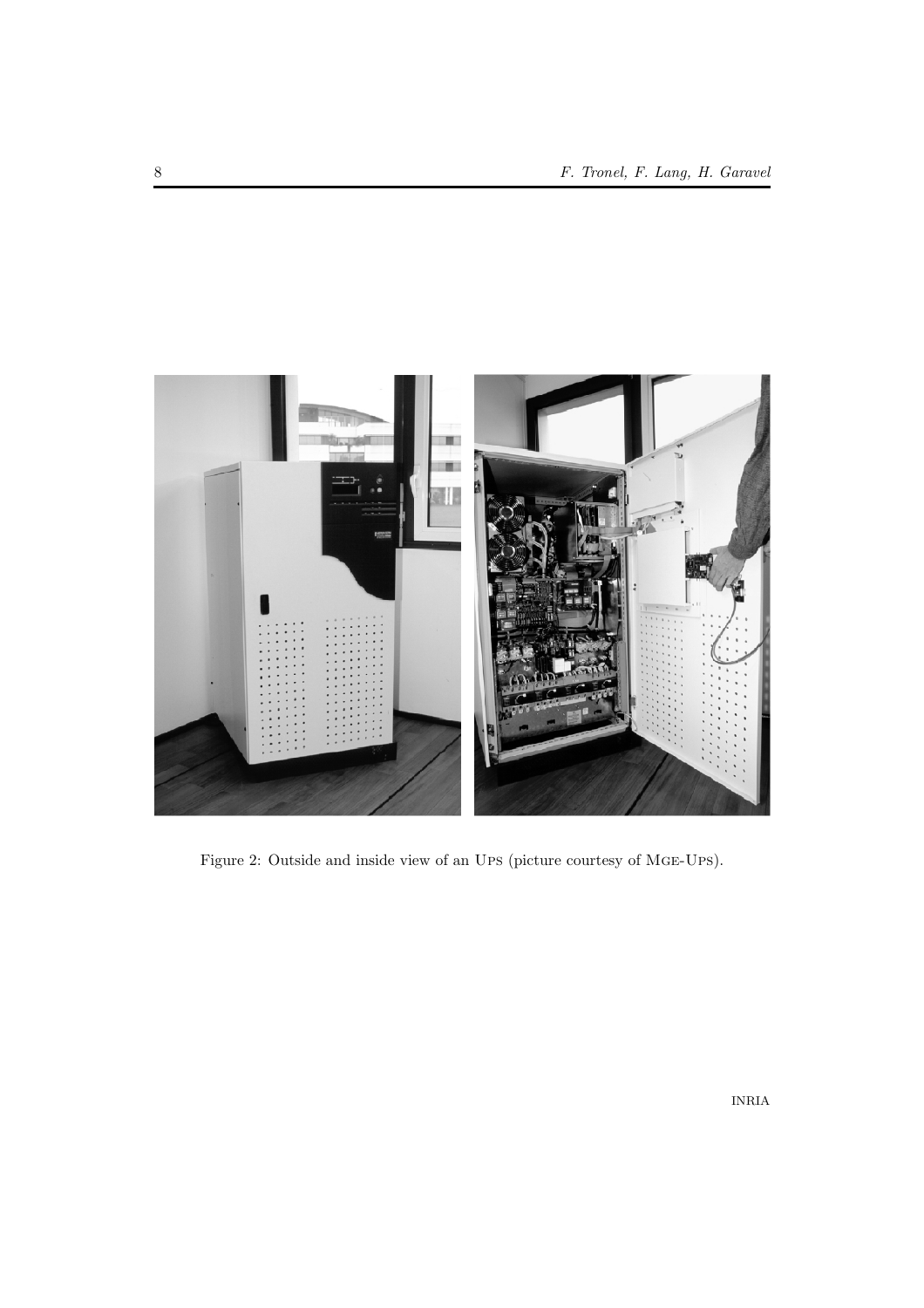Figure 2: Outside and inside view of an Ups (picture courtesy of Mge-Ups).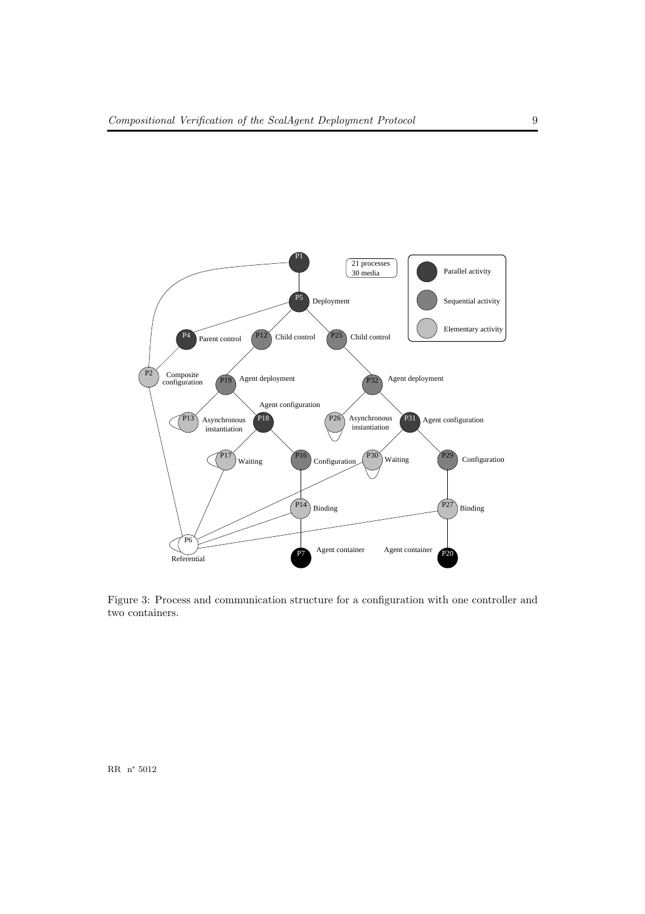Figure 3: Process and communication structure for a configuration with one controller and two containers.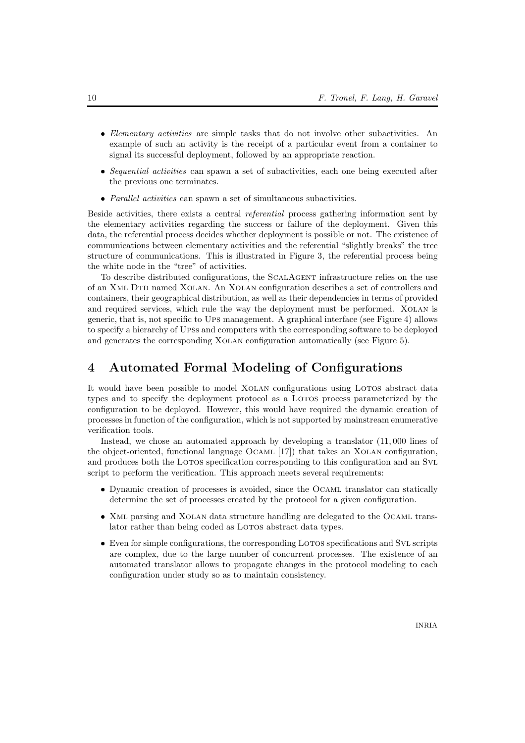- *Elementary activities* are simple tasks that do not involve other subactivities. An example of such an activity is the receipt of a particular event from a container to signal its successful deployment, followed by an appropriate reaction.
- *Sequential activities* can spawn a set of subactivities, each one being executed after the previous one terminates.
- *Parallel activities* can spawn a set of simultaneous subactivities.

Beside activities, there exists a central *referential* process gathering information sent by the elementary activities regarding the success or failure of the deployment. Given this data, the referential process decides whether deployment is possible or not. The existence of communications between elementary activities and the referential "slightly breaks" the tree structure of communications. This is illustrated in Figure 3, the referential process being the white node in the "tree" of activities.

To describe distributed configurations, the ScalAgent infrastructure relies on the use of an Xml Dtd named Xolan. An Xolan configuration describes a set of controllers and containers, their geographical distribution, as well as their dependencies in terms of provided and required services, which rule the way the deployment must be performed. Xolan is generic, that is, not specific to Ups management. A graphical interface (see Figure 4) allows to specify a hierarchy of Upss and computers with the corresponding software to be deployed and generates the corresponding Xolan configuration automatically (see Figure 5).

# 4 Automated Formal Modeling of Configurations

It would have been possible to model Xolan configurations using Lotos abstract data types and to specify the deployment protocol as a Lotos process parameterized by the configuration to be deployed. However, this would have required the dynamic creation of processes in function of the configuration, which is not supported by mainstream enumerative verification tools.

Instead, we chose an automated approach by developing a translator (11,000 lines of the object-oriented, functional language Ocaml [17]) that takes an Xolan configuration, and produces both the Lotos specification corresponding to this configuration and an Svl script to perform the verification. This approach meets several requirements:

- Dynamic creation of processes is avoided, since the Ocaml translator can statically determine the set of processes created by the protocol for a given configuration.
- Xml parsing and Xolan data structure handling are delegated to the Ocaml translator rather than being coded as Lotos abstract data types.
- Even for simple configurations, the corresponding Lotos specifications and Svl scripts are complex, due to the large number of concurrent processes. The existence of an automated translator allows to propagate changes in the protocol modeling to each configuration under study so as to maintain consistency.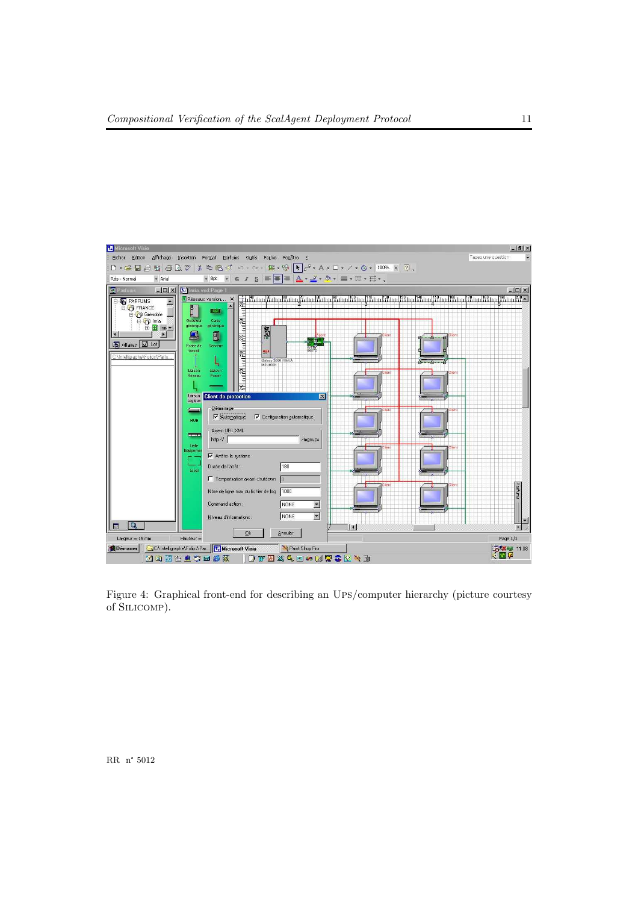Figure 4: Graphical front-end for describing an UPS/computer hierarchy (picture courtesy of SILICOMP).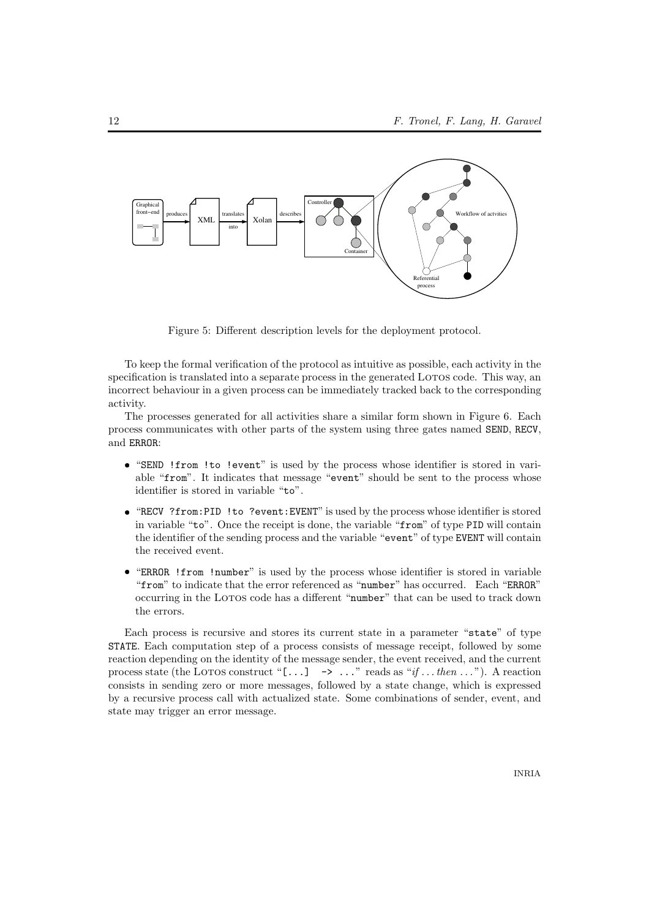Graphical front−end

produces

XML

translates into

Xolan

describes

Controller

Container

Workflow of actvities

Referential process

Figure 5: Different description levels for the deployment protocol.

To keep the formal verification of the protocol as intuitive as possible, each activity in the specification is translated into a separate process in the generated LOTOS code. This way, an incorrect behaviour in a given process can be immediately tracked back to the corresponding activity.

The processes generated for all activities share a similar form shown in Figure 6. Each process communicates with other parts of the system using three gates named `SEND`, `RECV`, and `ERROR`:

- "`SEND !from !to !event`" is used by the process whose identifier is stored in variable "`from`". It indicates that message "`event`" should be sent to the process whose identifier is stored in variable "`to`".
- "`RECV ?from:PID !to ?event:EVENT`" is used by the process whose identifier is stored in variable "`to`". Once the receipt is done, the variable "`from`" of type `PID` will contain the identifier of the sending process and the variable "`event`" of type `EVENT` will contain the received event.
- "`ERROR !from !number`" is used by the process whose identifier is stored in variable "`from`" to indicate that the error referenced as "`number`" has occurred. Each "`ERROR`" occurring in the LOTOS code has a different "`number`" that can be used to track down the errors.

Each process is recursive and stores its current state in a parameter "`state`" of type `STATE`. Each computation step of a process consists of message receipt, followed by some reaction depending on the identity of the message sender, the event received, and the current process state (the LOTOS construct "`[...] -> ...`" reads as "*if ... then ...*"). A reaction consists in sending zero or more messages, followed by a state change, which is expressed by a recursive process call with actualized state. Some combinations of sender, event, and state may trigger an error message.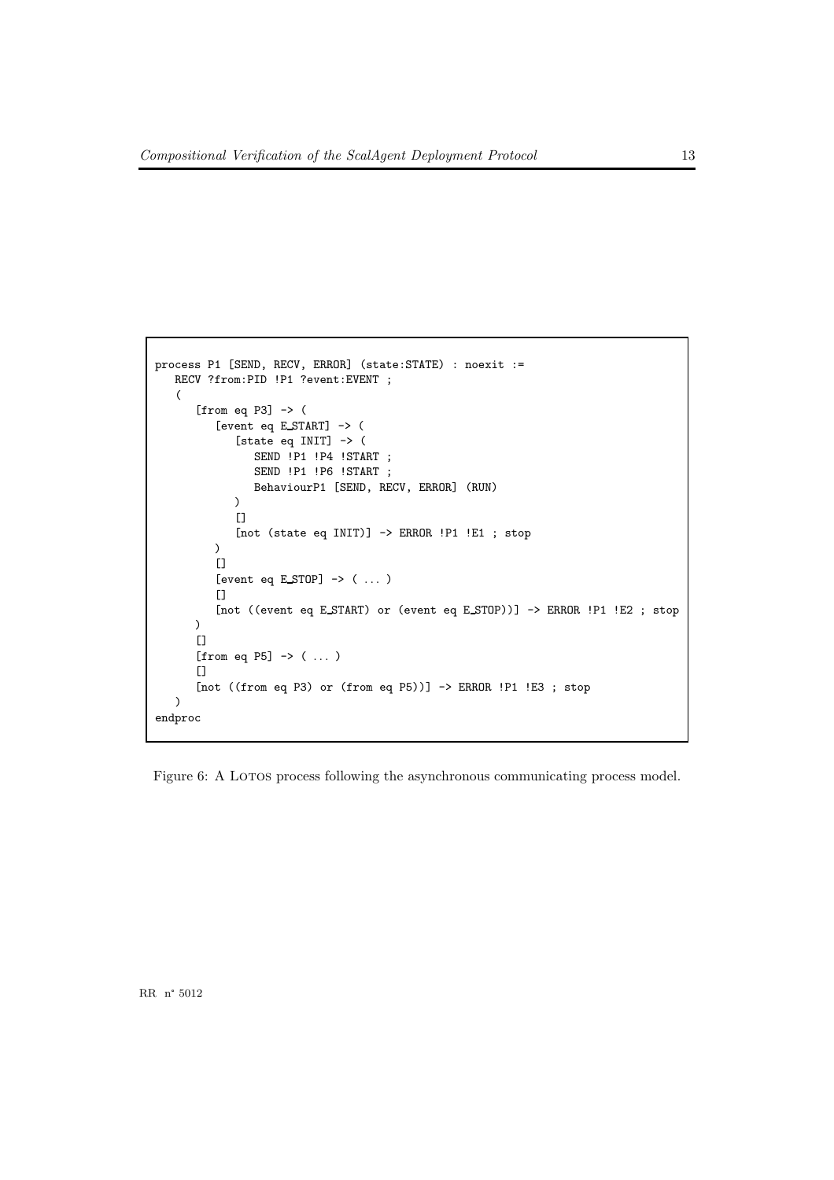```
process P1 [SEND, RECV, ERROR] (state:STATE) : noexit :=
   RECV ?from:PID !P1 ?event:EVENT ;
   (
      [from eq P3] -> (
         [event eq E_START] -> (
            [state eq INIT] -> (
               SEND !P1 !P4 !START ;
               SEND !P1 !P6 !START ;
               BehaviourP1 [SEND, RECV, ERROR] (RUN)
            )
            []
            [not (state eq INIT)] -> ERROR !P1 !E1 ; stop
         )
         []
         [event eq E_STOP] -> ( ... )
         []
         [not ((event eq E_START) or (event eq E_STOP))] -> ERROR !P1 !E2 ; stop
      )
      []
      [from eq P5] -> ( ... )
      []
      [not ((from eq P3) or (from eq P5))] -> ERROR !P1 !E3 ; stop
   )
endproc
```

Figure 6: A LOTOS process following the asynchronous communicating process model.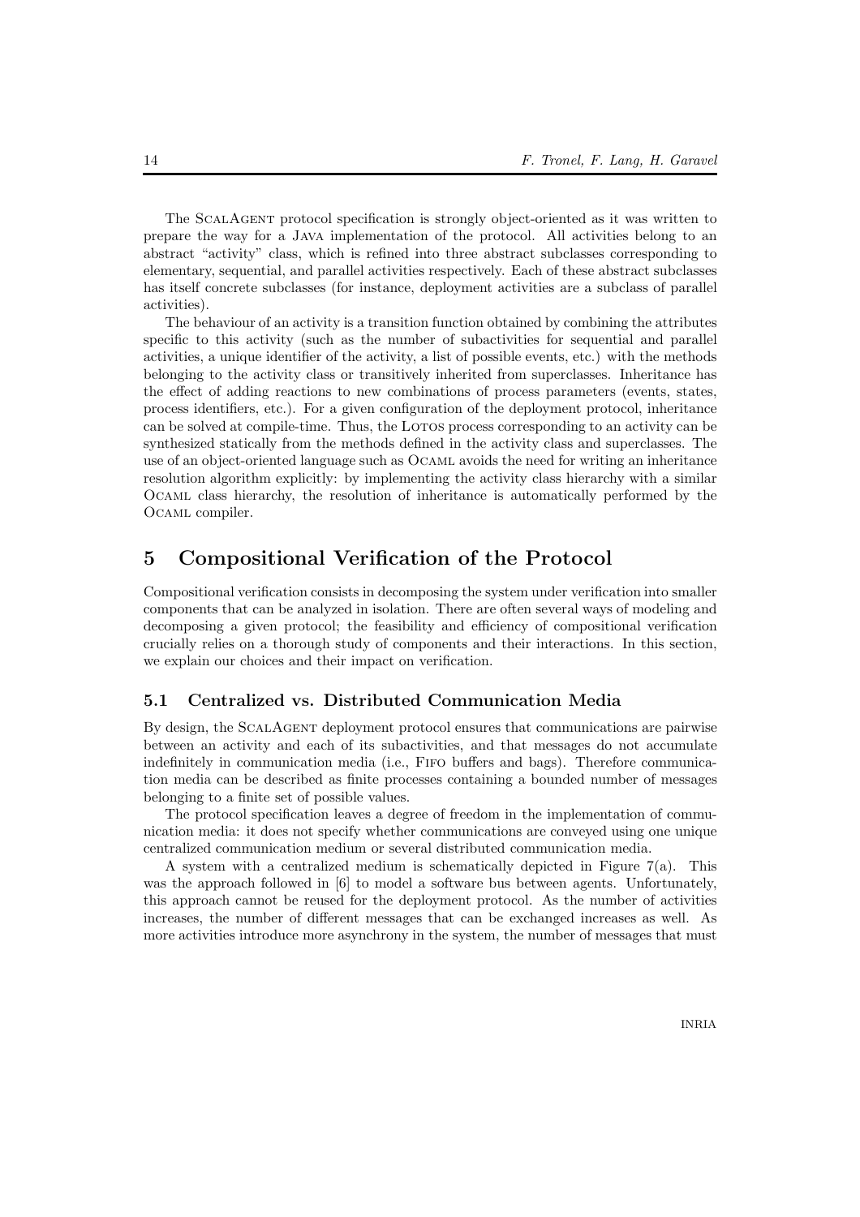The ScalAgent protocol specification is strongly object-oriented as it was written to prepare the way for a Java implementation of the protocol. All activities belong to an abstract "activity" class, which is refined into three abstract subclasses corresponding to elementary, sequential, and parallel activities respectively. Each of these abstract subclasses has itself concrete subclasses (for instance, deployment activities are a subclass of parallel activities).

The behaviour of an activity is a transition function obtained by combining the attributes specific to this activity (such as the number of subactivities for sequential and parallel activities, a unique identifier of the activity, a list of possible events, etc.) with the methods belonging to the activity class or transitively inherited from superclasses. Inheritance has the effect of adding reactions to new combinations of process parameters (events, states, process identifiers, etc.). For a given configuration of the deployment protocol, inheritance can be solved at compile-time. Thus, the Lotos process corresponding to an activity can be synthesized statically from the methods defined in the activity class and superclasses. The use of an object-oriented language such as Ocaml avoids the need for writing an inheritance resolution algorithm explicitly: by implementing the activity class hierarchy with a similar Ocaml class hierarchy, the resolution of inheritance is automatically performed by the Ocaml compiler.

# 5 Compositional Verification of the Protocol

Compositional verification consists in decomposing the system under verification into smaller components that can be analyzed in isolation. There are often several ways of modeling and decomposing a given protocol; the feasibility and efficiency of compositional verification crucially relies on a thorough study of components and their interactions. In this section, we explain our choices and their impact on verification.

## 5.1 Centralized vs. Distributed Communication Media

By design, the ScalAgent deployment protocol ensures that communications are pairwise between an activity and each of its subactivities, and that messages do not accumulate indefinitely in communication media (i.e., Fifo buffers and bags). Therefore communication media can be described as finite processes containing a bounded number of messages belonging to a finite set of possible values.

The protocol specification leaves a degree of freedom in the implementation of communication media: it does not specify whether communications are conveyed using one unique centralized communication medium or several distributed communication media.

A system with a centralized medium is schematically depicted in Figure 7(a). This was the approach followed in [6] to model a software bus between agents. Unfortunately, this approach cannot be reused for the deployment protocol. As the number of activities increases, the number of different messages that can be exchanged increases as well. As more activities introduce more asynchrony in the system, the number of messages that must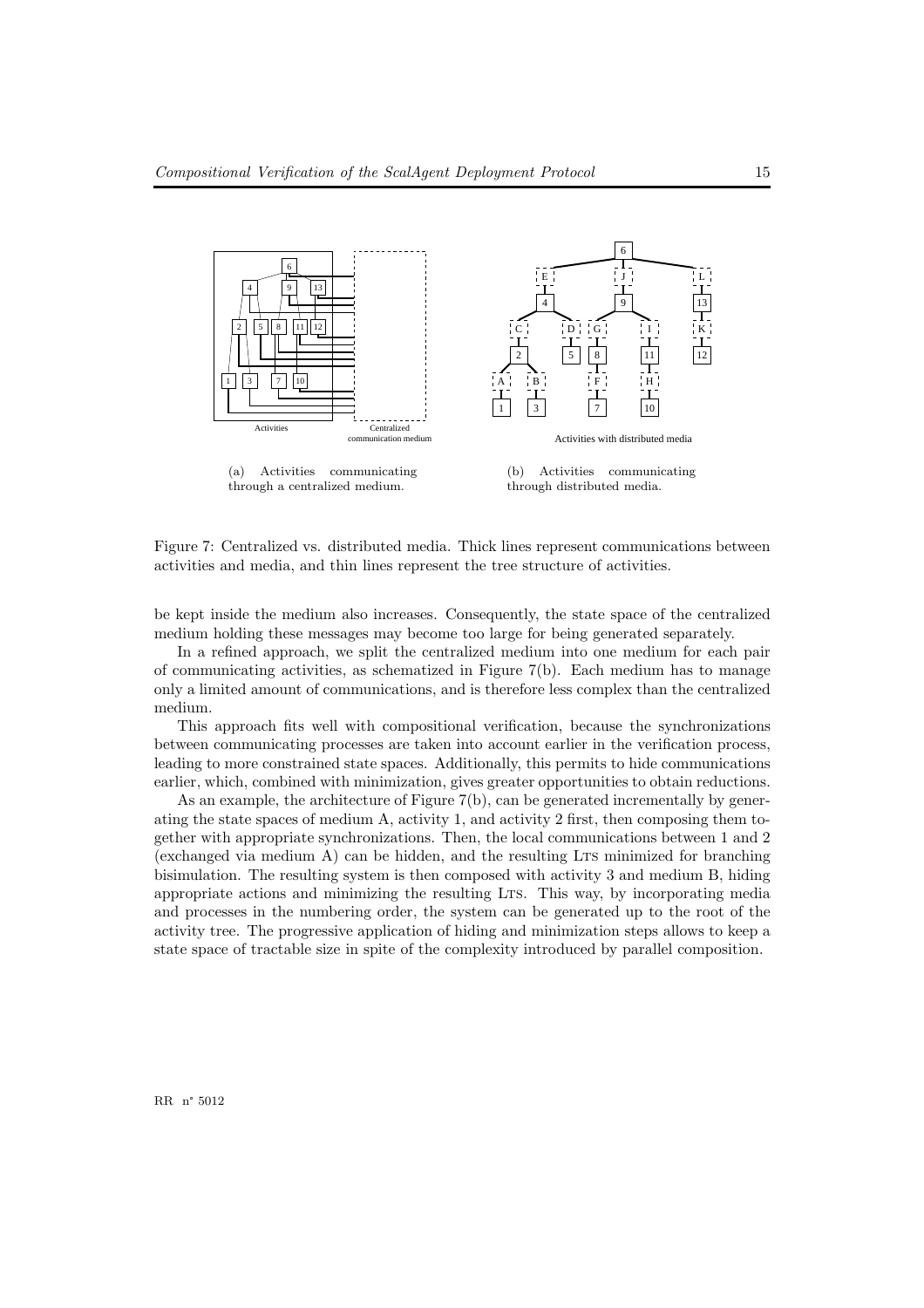(a) Activities communicating through a centralized medium.

(b) Activities communicating through distributed media.

Figure 7: Centralized vs. distributed media. Thick lines represent communications between activities and media, and thin lines represent the tree structure of activities.

be kept inside the medium also increases. Consequently, the state space of the centralized medium holding these messages may become too large for being generated separately.

In a refined approach, we split the centralized medium into one medium for each pair of communicating activities, as schematized in Figure 7(b). Each medium has to manage only a limited amount of communications, and is therefore less complex than the centralized medium.

This approach fits well with compositional verification, because the synchronizations between communicating processes are taken into account earlier in the verification process, leading to more constrained state spaces. Additionally, this permits to hide communications earlier, which, combined with minimization, gives greater opportunities to obtain reductions.

As an example, the architecture of Figure 7(b), can be generated incrementally by generating the state spaces of medium A, activity 1, and activity 2 first, then composing them together with appropriate synchronizations. Then, the local communications between 1 and 2 (exchanged via medium A) can be hidden, and the resulting LTS minimized for branching bisimulation. The resulting system is then composed with activity 3 and medium B, hiding appropriate actions and minimizing the resulting LTS. This way, by incorporating media and processes in the numbering order, the system can be generated up to the root of the activity tree. The progressive application of hiding and minimization steps allows to keep a state space of tractable size in spite of the complexity introduced by parallel composition.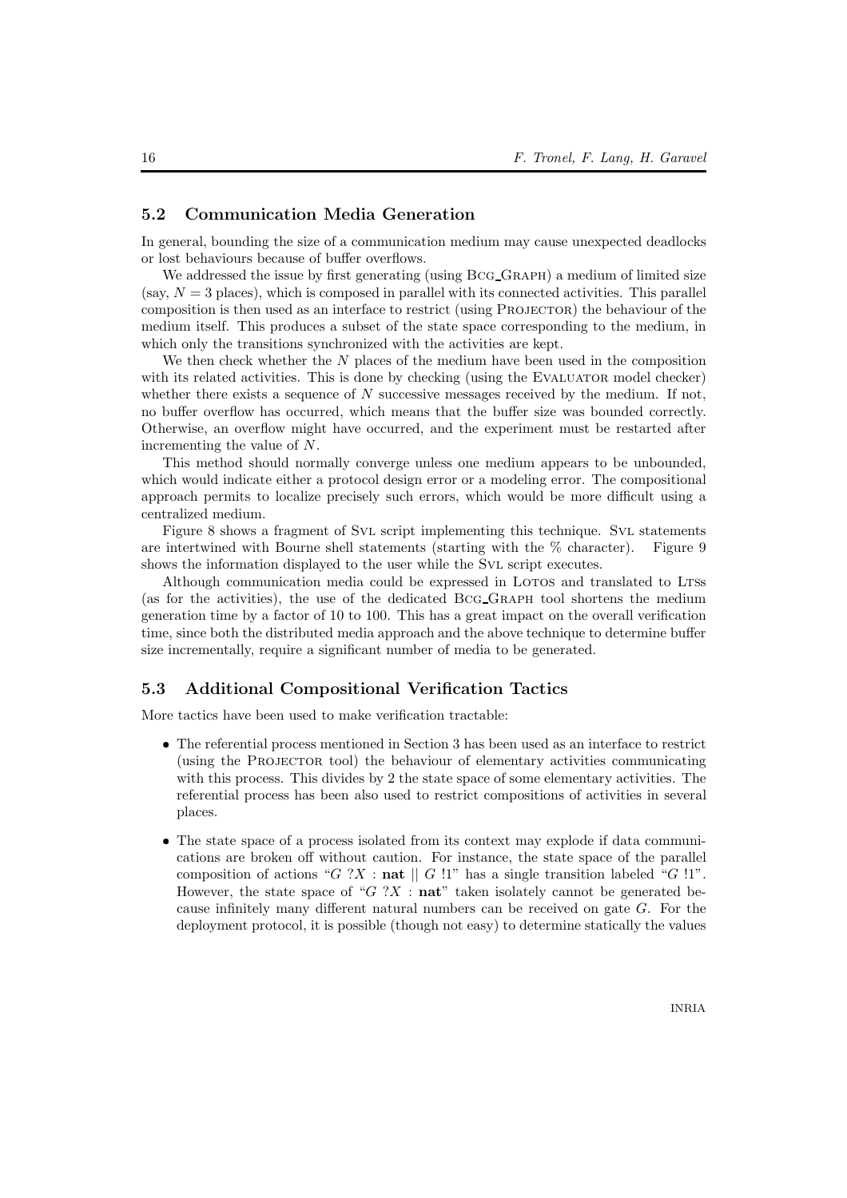### 5.2 Communication Media Generation

In general, bounding the size of a communication medium may cause unexpected deadlocks or lost behaviours because of buffer overflows.

We addressed the issue by first generating (using Bcg_Graph) a medium of limited size (say, $N = 3$ places), which is composed in parallel with its connected activities. This parallel composition is then used as an interface to restrict (using Projector) the behaviour of the medium itself. This produces a subset of the state space corresponding to the medium, in which only the transitions synchronized with the activities are kept.

We then check whether the $N$ places of the medium have been used in the composition with its related activities. This is done by checking (using the Evaluator model checker) whether there exists a sequence of $N$ successive messages received by the medium. If not, no buffer overflow has occurred, which means that the buffer size was bounded correctly. Otherwise, an overflow might have occurred, and the experiment must be restarted after incrementing the value of $N$.

This method should normally converge unless one medium appears to be unbounded, which would indicate either a protocol design error or a modeling error. The compositional approach permits to localize precisely such errors, which would be more difficult using a centralized medium.

Figure 8 shows a fragment of Svl script implementing this technique. Svl statements are intertwined with Bourne shell statements (starting with the % character). Figure 9 shows the information displayed to the user while the Svl script executes.

Although communication media could be expressed in Lotos and translated to Ltss (as for the activities), the use of the dedicated Bcg_Graph tool shortens the medium generation time by a factor of 10 to 100. This has a great impact on the overall verification time, since both the distributed media approach and the above technique to determine buffer size incrementally, require a significant number of media to be generated.

### 5.3 Additional Compositional Verification Tactics

More tactics have been used to make verification tractable:

- The referential process mentioned in Section 3 has been used as an interface to restrict (using the Projector tool) the behaviour of elementary activities communicating with this process. This divides by 2 the state space of some elementary activities. The referential process has been also used to restrict compositions of activities in several places.
- The state space of a process isolated from its context may explode if data communications are broken off without caution. For instance, the state space of the parallel composition of actions "$G\ ?X : \textbf{nat} \ || \ G\ !1$" has a single transition labeled "$G\ !1$". However, the state space of "$G\ ?X : \textbf{nat}$" taken isolately cannot be generated because infinitely many different natural numbers can be received on gate $G$. For the deployment protocol, it is possible (though not easy) to determine statically the values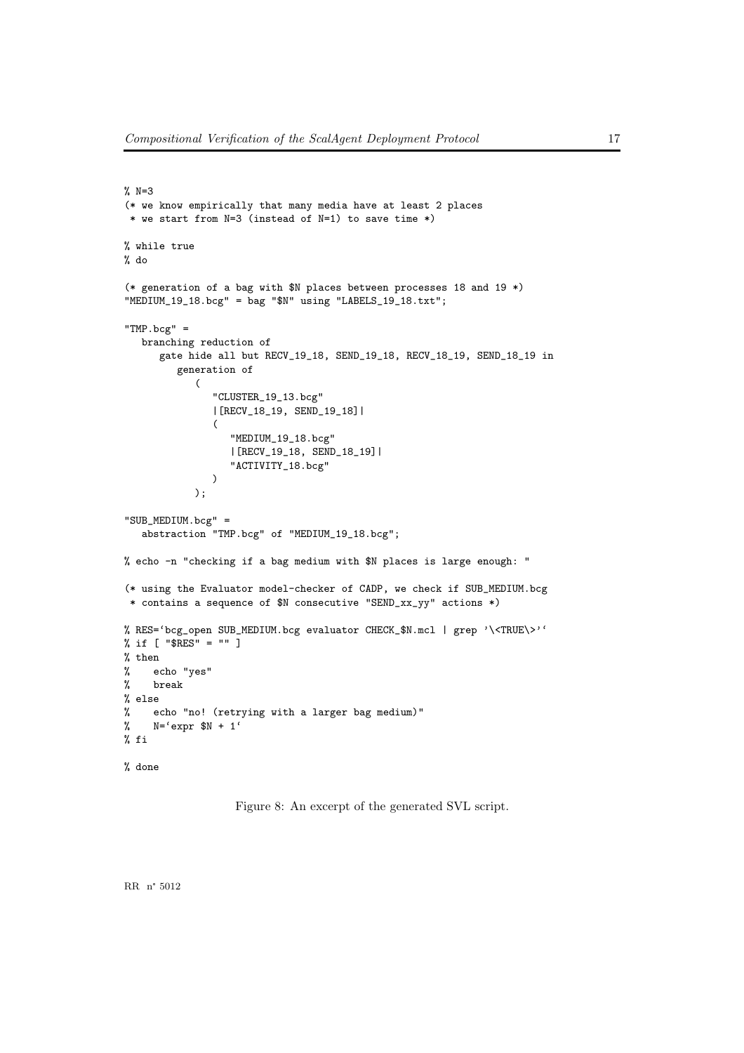```
% N=3
(* we know empirically that many media have at least 2 places
 * we start from N=3 (instead of N=1) to save time *)

% while true
% do

(* generation of a bag with $N places between processes 18 and 19 *)
"MEDIUM_19_18.bcg" = bag "$N" using "LABELS_19_18.txt";

"TMP.bcg" =
   branching reduction of
      gate hide all but RECV_19_18, SEND_19_18, RECV_18_19, SEND_18_19 in
         generation of
            (
               "CLUSTER_19_13.bcg"
               |[RECV_18_19, SEND_19_18]|
               (
                  "MEDIUM_19_18.bcg"
                  |[RECV_19_18, SEND_18_19]|
                  "ACTIVITY_18.bcg"
               )
            );

"SUB_MEDIUM.bcg" =
   abstraction "TMP.bcg" of "MEDIUM_19_18.bcg";

% echo -n "checking if a bag medium with $N places is large enough: "

(* using the Evaluator model-checker of CADP, we check if SUB_MEDIUM.bcg
 * contains a sequence of $N consecutive "SEND_xx_yy" actions *)

% RES=`bcg_open SUB_MEDIUM.bcg evaluator CHECK_$N.mcl | grep '\<TRUE\>'`
% if [ "$RES" = "" ]
% then
%    echo "yes"
%    break
% else
%    echo "no! (retrying with a larger bag medium)"
%    N=`expr $N + 1`
% fi

% done
```

Figure 8: An excerpt of the generated SVL script.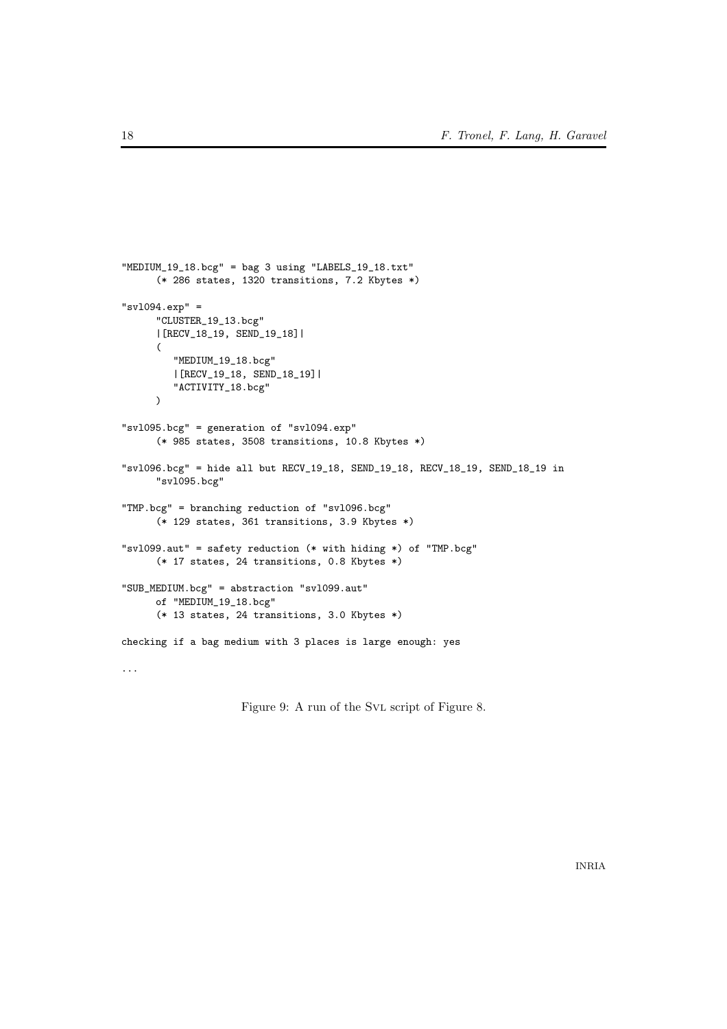```
"MEDIUM_19_18.bcg" = bag 3 using "LABELS_19_18.txt"
      (* 286 states, 1320 transitions, 7.2 Kbytes *)

"svl094.exp" =
      "CLUSTER_19_13.bcg"
      |[RECV_18_19, SEND_19_18]|
      (
         "MEDIUM_19_18.bcg"
         |[RECV_19_18, SEND_18_19]|
         "ACTIVITY_18.bcg"
      )

"svl095.bcg" = generation of "svl094.exp"
      (* 985 states, 3508 transitions, 10.8 Kbytes *)

"svl096.bcg" = hide all but RECV_19_18, SEND_19_18, RECV_18_19, SEND_18_19 in
      "svl095.bcg"

"TMP.bcg" = branching reduction of "svl096.bcg"
      (* 129 states, 361 transitions, 3.9 Kbytes *)

"svl099.aut" = safety reduction (* with hiding *) of "TMP.bcg"
      (* 17 states, 24 transitions, 0.8 Kbytes *)

"SUB_MEDIUM.bcg" = abstraction "svl099.aut"
      of "MEDIUM_19_18.bcg"
      (* 13 states, 24 transitions, 3.0 Kbytes *)

checking if a bag medium with 3 places is large enough: yes

...
```

Figure 9: A run of the SVL script of Figure 8.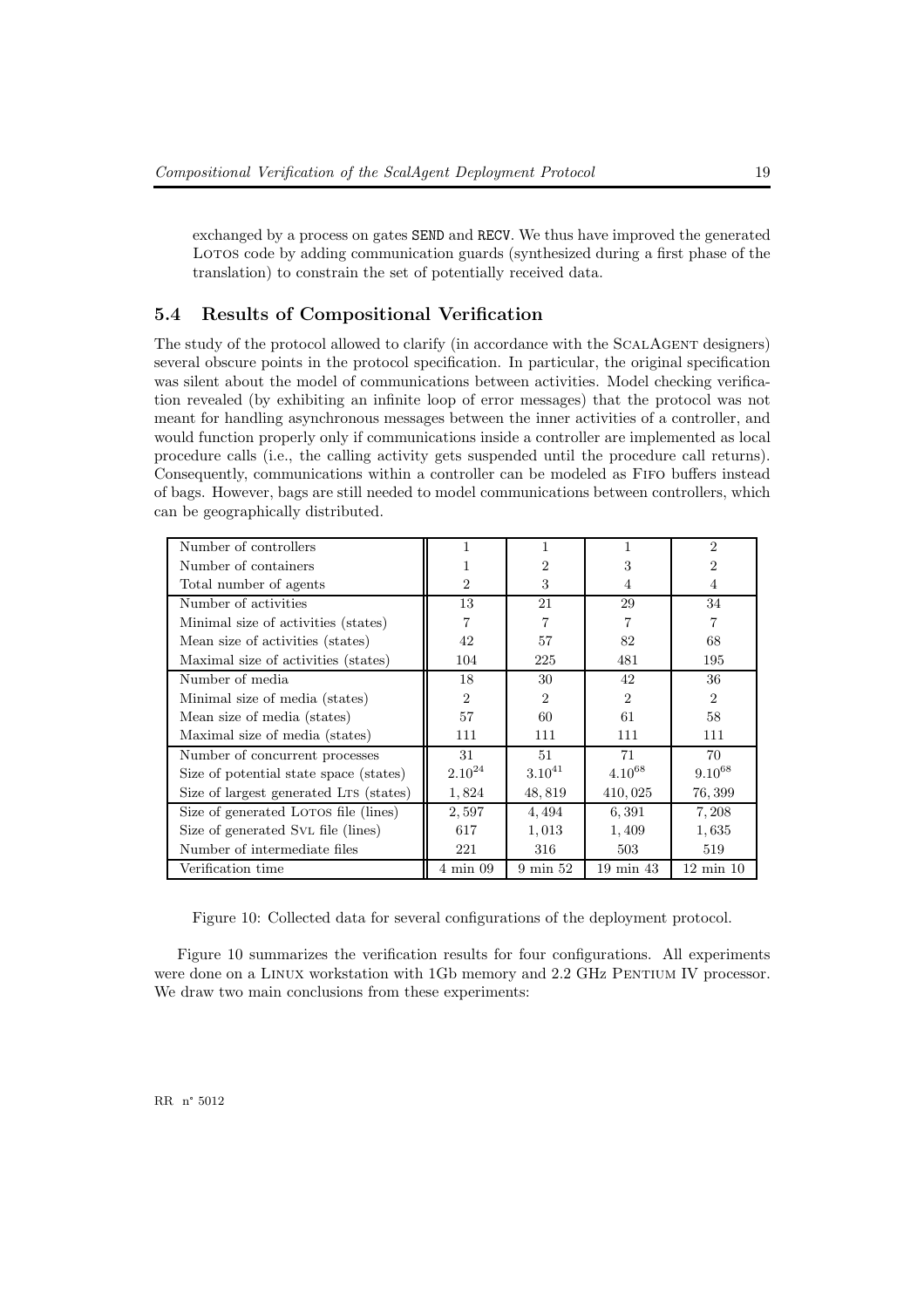exchanged by a process on gates SEND and RECV. We thus have improved the generated LOTOS code by adding communication guards (synthesized during a first phase of the translation) to constrain the set of potentially received data.

## 5.4 Results of Compositional Verification

The study of the protocol allowed to clarify (in accordance with the SCALAGENT designers) several obscure points in the protocol specification. In particular, the original specification was silent about the model of communications between activities. Model checking verification revealed (by exhibiting an infinite loop of error messages) that the protocol was not meant for handling asynchronous messages between the inner activities of a controller, and would function properly only if communications inside a controller are implemented as local procedure calls (i.e., the calling activity gets suspended until the procedure call returns). Consequently, communications within a controller can be modeled as FIFO buffers instead of bags. However, bags are still needed to model communications between controllers, which can be geographically distributed.

| | | | | |
|---|---|---|---|---|
| Number of controllers | 1 | 1 | 1 | 2 |
| Number of containers | 1 | 2 | 3 | 2 |
| Total number of agents | 2 | 3 | 4 | 4 |
| Number of activities | 13 | 21 | 29 | 34 |
| Minimal size of activities (states) | 7 | 7 | 7 | 7 |
| Mean size of activities (states) | 42 | 57 | 82 | 68 |
| Maximal size of activities (states) | 104 | 225 | 481 | 195 |
| Number of media | 18 | 30 | 42 | 36 |
| Minimal size of media (states) | 2 | 2 | 2 | 2 |
| Mean size of media (states) | 57 | 60 | 61 | 58 |
| Maximal size of media (states) | 111 | 111 | 111 | 111 |
| Number of concurrent processes | 31 | 51 | 71 | 70 |
| Size of potential state space (states) | $2.10^{24}$ | $3.10^{41}$ | $4.10^{68}$ | $9.10^{68}$ |
| Size of largest generated LTS (states) | 1,824 | 48,819 | 410,025 | 76,399 |
| Size of generated LOTOS file (lines) | 2,597 | 4,494 | 6,391 | 7,208 |
| Size of generated SVL file (lines) | 617 | 1,013 | 1,409 | 1,635 |
| Number of intermediate files | 221 | 316 | 503 | 519 |
| Verification time | 4 min 09 | 9 min 52 | 19 min 43 | 12 min 10 |

Figure 10: Collected data for several configurations of the deployment protocol.

Figure 10 summarizes the verification results for four configurations. All experiments were done on a LINUX workstation with 1Gb memory and 2.2 GHz PENTIUM IV processor. We draw two main conclusions from these experiments: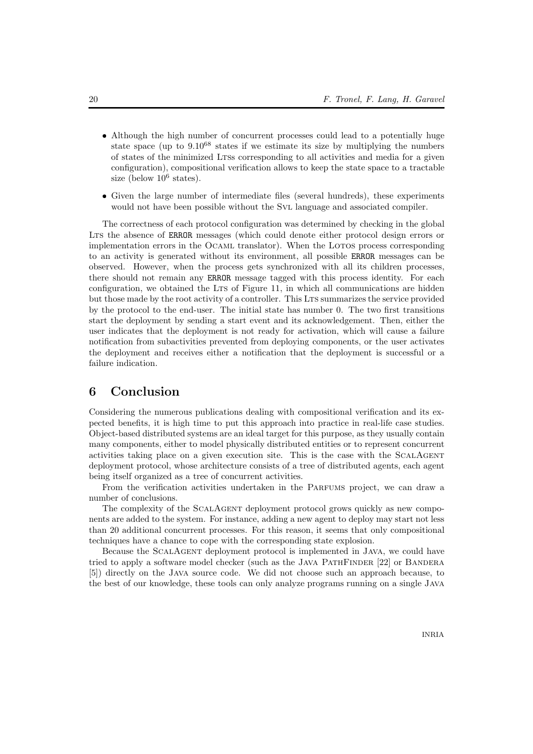- Although the high number of concurrent processes could lead to a potentially huge state space (up to $9.10^{68}$ states if we estimate its size by multiplying the numbers of states of the minimized LTSs corresponding to all activities and media for a given configuration), compositional verification allows to keep the state space to a tractable size (below $10^6$ states).
- Given the large number of intermediate files (several hundreds), these experiments would not have been possible without the SVL language and associated compiler.

The correctness of each protocol configuration was determined by checking in the global LTS the absence of `ERROR` messages (which could denote either protocol design errors or implementation errors in the OCAML translator). When the LOTOS process corresponding to an activity is generated without its environment, all possible `ERROR` messages can be observed. However, when the process gets synchronized with all its children processes, there should not remain any `ERROR` message tagged with this process identity. For each configuration, we obtained the LTS of Figure 11, in which all communications are hidden but those made by the root activity of a controller. This LTS summarizes the service provided by the protocol to the end-user. The initial state has number 0. The two first transitions start the deployment by sending a start event and its acknowledgement. Then, either the user indicates that the deployment is not ready for activation, which will cause a failure notification from subactivities prevented from deploying components, or the user activates the deployment and receives either a notification that the deployment is successful or a failure indication.

# 6 Conclusion

Considering the numerous publications dealing with compositional verification and its expected benefits, it is high time to put this approach into practice in real-life case studies. Object-based distributed systems are an ideal target for this purpose, as they usually contain many components, either to model physically distributed entities or to represent concurrent activities taking place on a given execution site. This is the case with the SCALAGENT deployment protocol, whose architecture consists of a tree of distributed agents, each agent being itself organized as a tree of concurrent activities.

From the verification activities undertaken in the PARFUMS project, we can draw a number of conclusions.

The complexity of the SCALAGENT deployment protocol grows quickly as new components are added to the system. For instance, adding a new agent to deploy may start not less than 20 additional concurrent processes. For this reason, it seems that only compositional techniques have a chance to cope with the corresponding state explosion.

Because the SCALAGENT deployment protocol is implemented in JAVA, we could have tried to apply a software model checker (such as the JAVA PATHFINDER [22] or BANDERA [5]) directly on the JAVA source code. We did not choose such an approach because, to the best of our knowledge, these tools can only analyze programs running on a single JAVA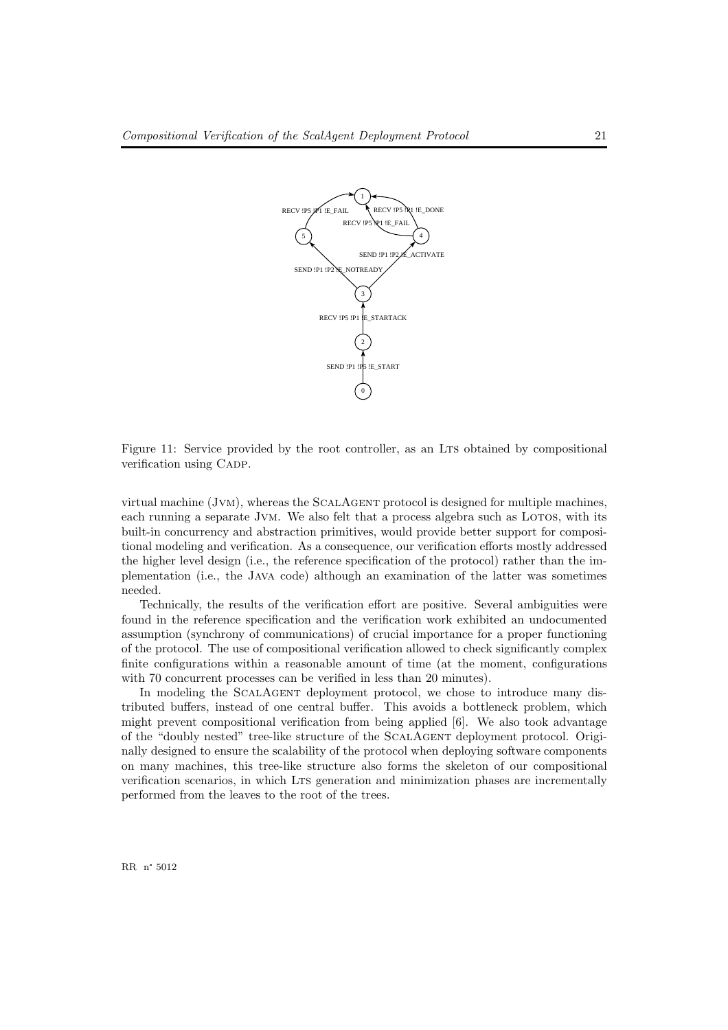Figure 11: Service provided by the root controller, as an LTS obtained by compositional verification using CADP.

virtual machine (JVM), whereas the SCALAGENT protocol is designed for multiple machines, each running a separate JVM. We also felt that a process algebra such as LOTOS, with its built-in concurrency and abstraction primitives, would provide better support for compositional modeling and verification. As a consequence, our verification efforts mostly addressed the higher level design (i.e., the reference specification of the protocol) rather than the implementation (i.e., the JAVA code) although an examination of the latter was sometimes needed.

Technically, the results of the verification effort are positive. Several ambiguities were found in the reference specification and the verification work exhibited an undocumented assumption (synchrony of communications) of crucial importance for a proper functioning of the protocol. The use of compositional verification allowed to check significantly complex finite configurations within a reasonable amount of time (at the moment, configurations with 70 concurrent processes can be verified in less than 20 minutes).

In modeling the SCALAGENT deployment protocol, we chose to introduce many distributed buffers, instead of one central buffer. This avoids a bottleneck problem, which might prevent compositional verification from being applied [6]. We also took advantage of the "doubly nested" tree-like structure of the SCALAGENT deployment protocol. Originally designed to ensure the scalability of the protocol when deploying software components on many machines, this tree-like structure also forms the skeleton of our compositional verification scenarios, in which LTS generation and minimization phases are incrementally performed from the leaves to the root of the trees.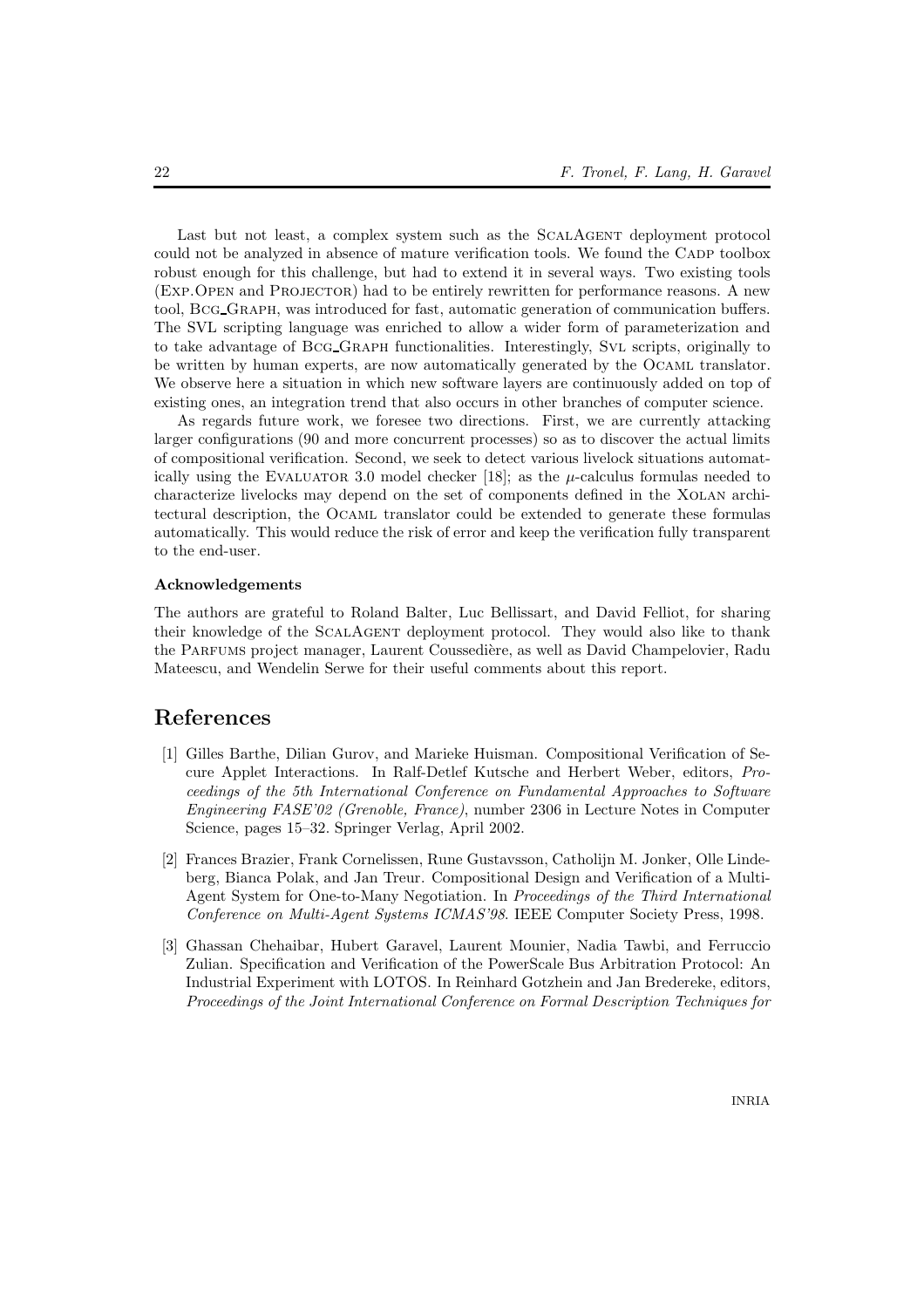Last but not least, a complex system such as the ScalAgent deployment protocol could not be analyzed in absence of mature verification tools. We found the Cadp toolbox robust enough for this challenge, but had to extend it in several ways. Two existing tools (Exp.Open and Projector) had to be entirely rewritten for performance reasons. A new tool, Bcg_Graph, was introduced for fast, automatic generation of communication buffers. The SVL scripting language was enriched to allow a wider form of parameterization and to take advantage of Bcg_Graph functionalities. Interestingly, Svl scripts, originally to be written by human experts, are now automatically generated by the Ocaml translator. We observe here a situation in which new software layers are continuously added on top of existing ones, an integration trend that also occurs in other branches of computer science.

As regards future work, we foresee two directions. First, we are currently attacking larger configurations (90 and more concurrent processes) so as to discover the actual limits of compositional verification. Second, we seek to detect various livelock situations automatically using the Evaluator 3.0 model checker [18]; as the $\mu$-calculus formulas needed to characterize livelocks may depend on the set of components defined in the Xolan architectural description, the Ocaml translator could be extended to generate these formulas automatically. This would reduce the risk of error and keep the verification fully transparent to the end-user.

#### Acknowledgements

The authors are grateful to Roland Balter, Luc Bellissart, and David Felliot, for sharing their knowledge of the ScalAgent deployment protocol. They would also like to thank the Parfums project manager, Laurent Coussedière, as well as David Champelovier, Radu Mateescu, and Wendelin Serwe for their useful comments about this report.

## References

[1] Gilles Barthe, Dilian Gurov, and Marieke Huisman. Compositional Verification of Secure Applet Interactions. In Ralf-Detlef Kutsche and Herbert Weber, editors, *Proceedings of the 5th International Conference on Fundamental Approaches to Software Engineering FASE'02 (Grenoble, France)*, number 2306 in Lecture Notes in Computer Science, pages 15–32. Springer Verlag, April 2002.

[2] Frances Brazier, Frank Cornelissen, Rune Gustavsson, Catholijn M. Jonker, Olle Lindeberg, Bianca Polak, and Jan Treur. Compositional Design and Verification of a Multi-Agent System for One-to-Many Negotiation. In *Proceedings of the Third International Conference on Multi-Agent Systems ICMAS'98*. IEEE Computer Society Press, 1998.

[3] Ghassan Chehaibar, Hubert Garavel, Laurent Mounier, Nadia Tawbi, and Ferruccio Zulian. Specification and Verification of the PowerScale Bus Arbitration Protocol: An Industrial Experiment with LOTOS. In Reinhard Gotzhein and Jan Bredereke, editors, *Proceedings of the Joint International Conference on Formal Description Techniques for*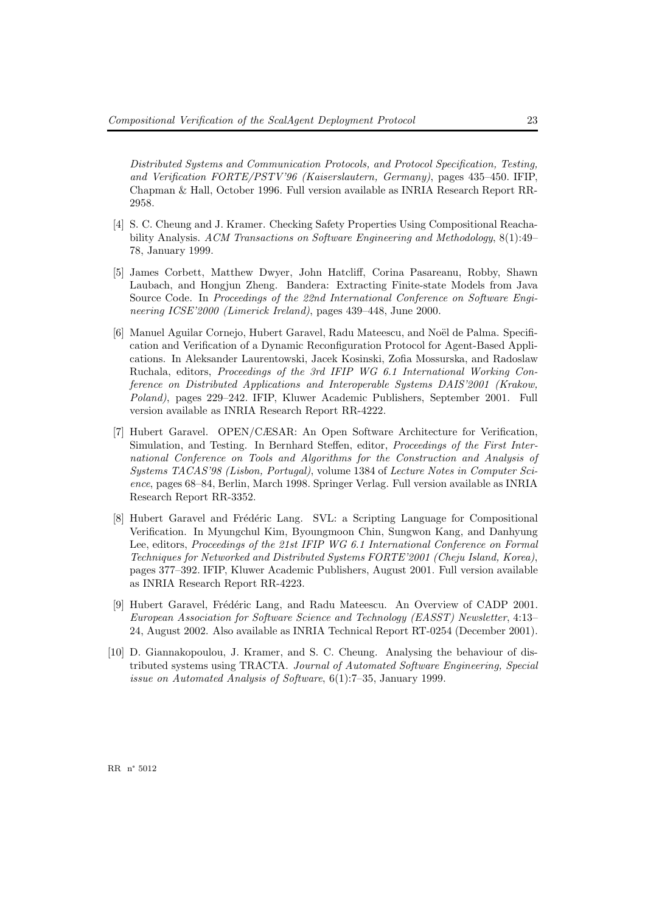*Distributed Systems and Communication Protocols, and Protocol Specification, Testing, and Verification FORTE/PSTV'96 (Kaiserslautern, Germany)*, pages 435–450. IFIP, Chapman & Hall, October 1996. Full version available as INRIA Research Report RR-2958.

[4] S. C. Cheung and J. Kramer. Checking Safety Properties Using Compositional Reachability Analysis. *ACM Transactions on Software Engineering and Methodology*, 8(1):49–78, January 1999.

[5] James Corbett, Matthew Dwyer, John Hatcliff, Corina Pasareanu, Robby, Shawn Laubach, and Hongjun Zheng. Bandera: Extracting Finite-state Models from Java Source Code. In *Proceedings of the 22nd International Conference on Software Engineering ICSE'2000 (Limerick Ireland)*, pages 439–448, June 2000.

[6] Manuel Aguilar Cornejo, Hubert Garavel, Radu Mateescu, and Noël de Palma. Specification and Verification of a Dynamic Reconfiguration Protocol for Agent-Based Applications. In Aleksander Laurentowski, Jacek Kosinski, Zofia Mossurska, and Radoslaw Ruchala, editors, *Proceedings of the 3rd IFIP WG 6.1 International Working Conference on Distributed Applications and Interoperable Systems DAIS'2001 (Krakow, Poland)*, pages 229–242. IFIP, Kluwer Academic Publishers, September 2001. Full version available as INRIA Research Report RR-4222.

[7] Hubert Garavel. OPEN/CÆSAR: An Open Software Architecture for Verification, Simulation, and Testing. In Bernhard Steffen, editor, *Proceedings of the First International Conference on Tools and Algorithms for the Construction and Analysis of Systems TACAS'98 (Lisbon, Portugal)*, volume 1384 of *Lecture Notes in Computer Science*, pages 68–84, Berlin, March 1998. Springer Verlag. Full version available as INRIA Research Report RR-3352.

[8] Hubert Garavel and Frédéric Lang. SVL: a Scripting Language for Compositional Verification. In Myungchul Kim, Byoungmoon Chin, Sungwon Kang, and Danhyung Lee, editors, *Proceedings of the 21st IFIP WG 6.1 International Conference on Formal Techniques for Networked and Distributed Systems FORTE'2001 (Cheju Island, Korea)*, pages 377–392. IFIP, Kluwer Academic Publishers, August 2001. Full version available as INRIA Research Report RR-4223.

[9] Hubert Garavel, Frédéric Lang, and Radu Mateescu. An Overview of CADP 2001. *European Association for Software Science and Technology (EASST) Newsletter*, 4:13–24, August 2002. Also available as INRIA Technical Report RT-0254 (December 2001).

[10] D. Giannakopoulou, J. Kramer, and S. C. Cheung. Analysing the behaviour of distributed systems using TRACTA. *Journal of Automated Software Engineering, Special issue on Automated Analysis of Software*, 6(1):7–35, January 1999.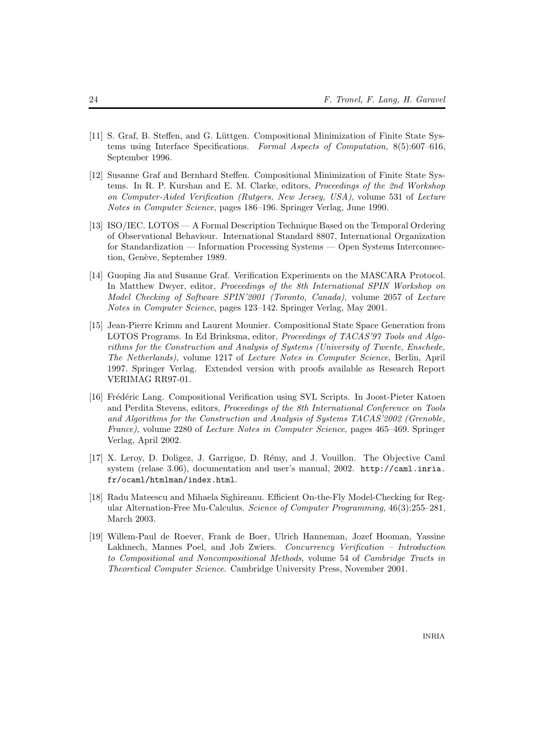[11] S. Graf, B. Steffen, and G. Lüttgen. Compositional Minimization of Finite State Systems using Interface Specifications. *Formal Aspects of Computation*, 8(5):607–616, September 1996.

[12] Susanne Graf and Bernhard Steffen. Compositional Minimization of Finite State Systems. In R. P. Kurshan and E. M. Clarke, editors, *Proceedings of the 2nd Workshop on Computer-Aided Verification (Rutgers, New Jersey, USA)*, volume 531 of *Lecture Notes in Computer Science*, pages 186–196. Springer Verlag, June 1990.

[13] ISO/IEC. LOTOS — A Formal Description Technique Based on the Temporal Ordering of Observational Behaviour. International Standard 8807, International Organization for Standardization — Information Processing Systems — Open Systems Interconnection, Genève, September 1989.

[14] Guoping Jia and Susanne Graf. Verification Experiments on the MASCARA Protocol. In Matthew Dwyer, editor, *Proceedings of the 8th International SPIN Workshop on Model Checking of Software SPIN'2001 (Toronto, Canada)*, volume 2057 of *Lecture Notes in Computer Science*, pages 123–142. Springer Verlag, May 2001.

[15] Jean-Pierre Krimm and Laurent Mounier. Compositional State Space Generation from LOTOS Programs. In Ed Brinksma, editor, *Proceedings of TACAS'97 Tools and Algorithms for the Construction and Analysis of Systems (University of Twente, Enschede, The Netherlands)*, volume 1217 of *Lecture Notes in Computer Science*, Berlin, April 1997. Springer Verlag. Extended version with proofs available as Research Report VERIMAG RR97-01.

[16] Frédéric Lang. Compositional Verification using SVL Scripts. In Joost-Pieter Katoen and Perdita Stevens, editors, *Proceedings of the 8th International Conference on Tools and Algorithms for the Construction and Analysis of Systems TACAS'2002 (Grenoble, France)*, volume 2280 of *Lecture Notes in Computer Science*, pages 465–469. Springer Verlag, April 2002.

[17] X. Leroy, D. Doligez, J. Garrigue, D. Rémy, and J. Vouillon. The Objective Caml system (relase 3.06), documentation and user's manual, 2002. `http://caml.inria.fr/ocaml/htmlman/index.html`.

[18] Radu Mateescu and Mihaela Sighireanu. Efficient On-the-Fly Model-Checking for Regular Alternation-Free Mu-Calculus. *Science of Computer Programming*, 46(3):255–281, March 2003.

[19] Willem-Paul de Roever, Frank de Boer, Ulrich Hanneman, Jozef Hooman, Yassine Lakhnech, Mannes Poel, and Job Zwiers. *Concurrency Verification – Introduction to Compositional and Noncompositional Methods*, volume 54 of *Cambridge Tracts in Theoretical Computer Science*. Cambridge University Press, November 2001.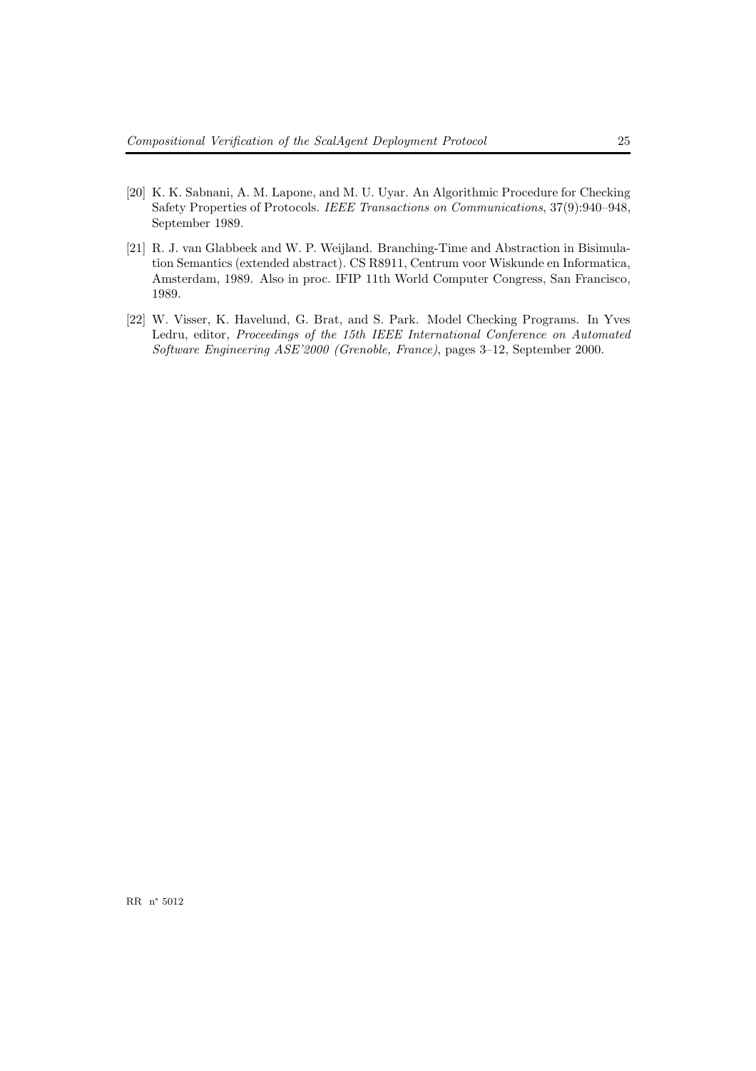[20] K. K. Sabnani, A. M. Lapone, and M. U. Uyar. An Algorithmic Procedure for Checking Safety Properties of Protocols. *IEEE Transactions on Communications*, 37(9):940–948, September 1989.

[21] R. J. van Glabbeek and W. P. Weijland. Branching-Time and Abstraction in Bisimulation Semantics (extended abstract). CS R8911, Centrum voor Wiskunde en Informatica, Amsterdam, 1989. Also in proc. IFIP 11th World Computer Congress, San Francisco, 1989.

[22] W. Visser, K. Havelund, G. Brat, and S. Park. Model Checking Programs. In Yves Ledru, editor, *Proceedings of the 15th IEEE International Conference on Automated Software Engineering ASE'2000 (Grenoble, France)*, pages 3–12, September 2000.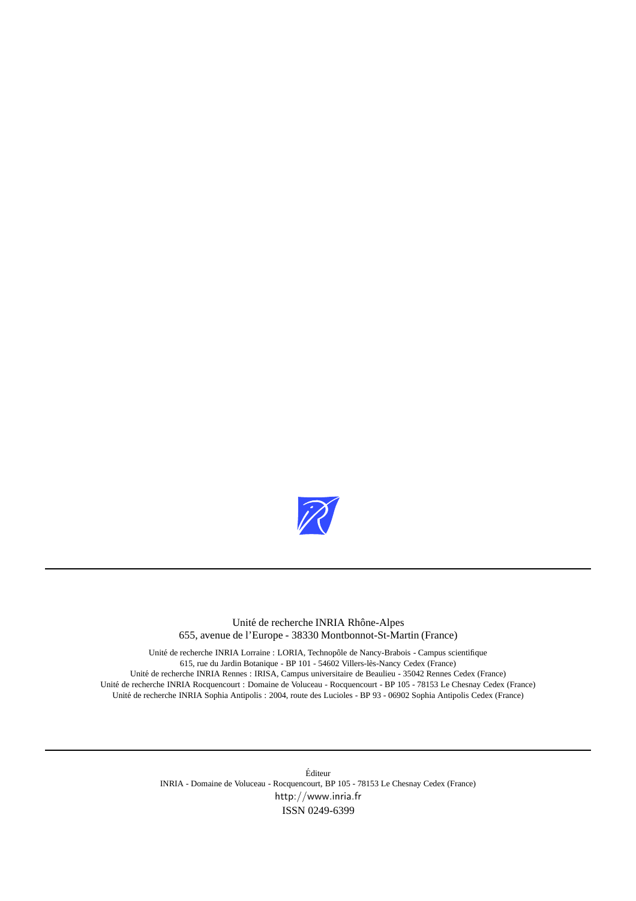Unité de recherche INRIA Rhône-Alpes
655, avenue de l'Europe - 38330 Montbonnot-St-Martin (France)

Unité de recherche INRIA Lorraine : LORIA, Technopôle de Nancy-Brabois - Campus scientifique
615, rue du Jardin Botanique - BP 101 - 54602 Villers-lès-Nancy Cedex (France)
Unité de recherche INRIA Rennes : IRISA, Campus universitaire de Beaulieu - 35042 Rennes Cedex (France)
Unité de recherche INRIA Rocquencourt : Domaine de Voluceau - Rocquencourt - BP 105 - 78153 Le Chesnay Cedex (France)
Unité de recherche INRIA Sophia Antipolis : 2004, route des Lucioles - BP 93 - 06902 Sophia Antipolis Cedex (France)

Éditeur
INRIA - Domaine de Voluceau - Rocquencourt, BP 105 - 78153 Le Chesnay Cedex (France)
http://www.inria.fr
ISSN 0249-6399